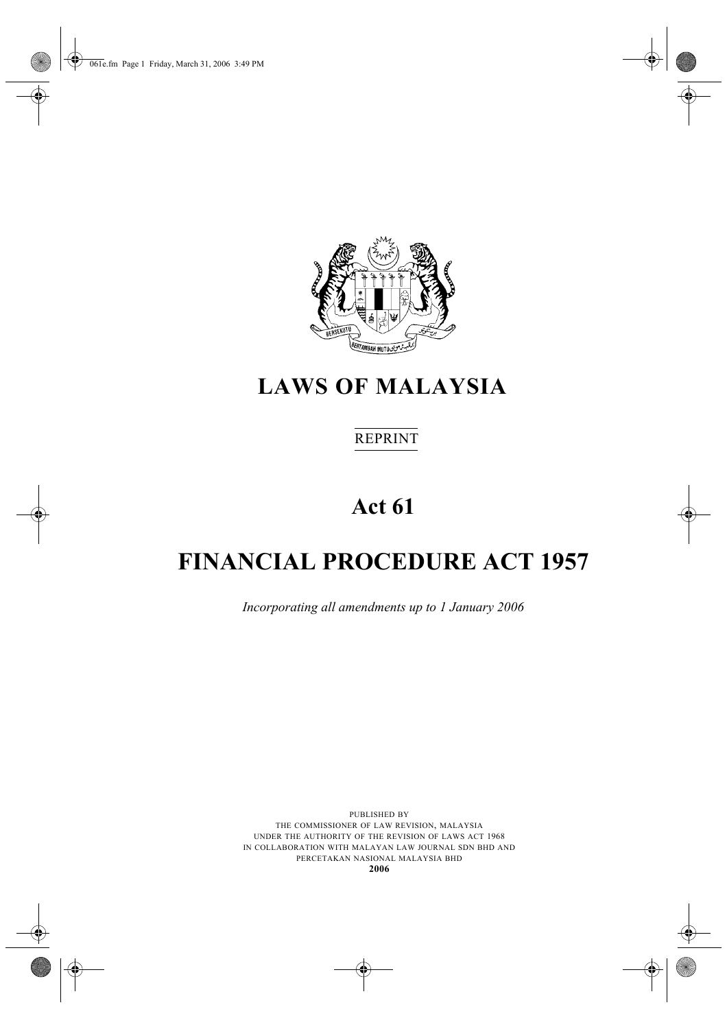# LAWS OF MALAYSIA

REPRINT

## Act 61

# FINANCIAL PROCEDURE ACT 1957

*Incorporating all amendments up to 1 January 2006*

PUBLISHED BY
THE COMMISSIONER OF LAW REVISION, MALAYSIA
UNDER THE AUTHORITY OF THE REVISION OF LAWS ACT 1968
IN COLLABORATION WITH MALAYAN LAW JOURNAL SDN BHD AND
PERCETAKAN NASIONAL MALAYSIA BHD
**2006**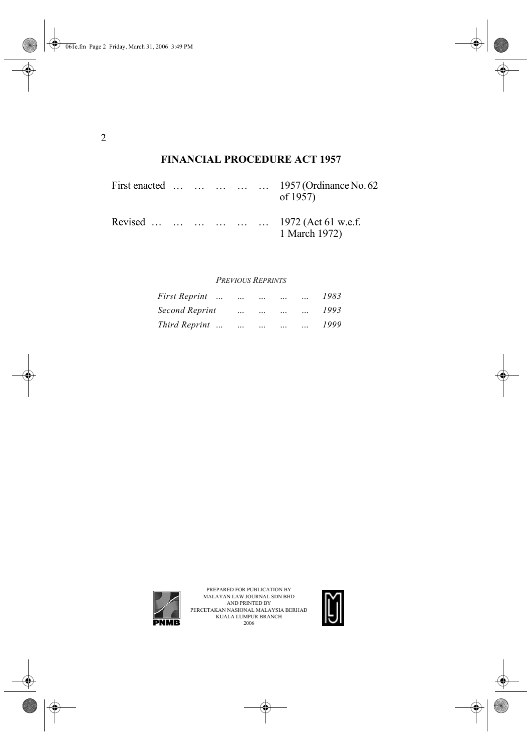## FINANCIAL PROCEDURE ACT 1957

| | |
|---|---|
| First enacted … … … … … | 1957 (Ordinance No. 62 of 1957) |
| Revised … … … … … … | 1972 (Act 61 w.e.f. 1 March 1972) |

*PREVIOUS REPRINTS*

| | |
|---|---|
| *First Reprint ... ... ... ... ...* | *1983* |
| *Second Reprint ... ... ... ...* | *1993* |
| *Third Reprint ... ... ... ... ...* | *1999* |

PREPARED FOR PUBLICATION BY
MALAYAN LAW JOURNAL SDN BHD
AND PRINTED BY
PERCETAKAN NASIONAL MALAYSIA BERHAD
KUALA LUMPUR BRANCH
2006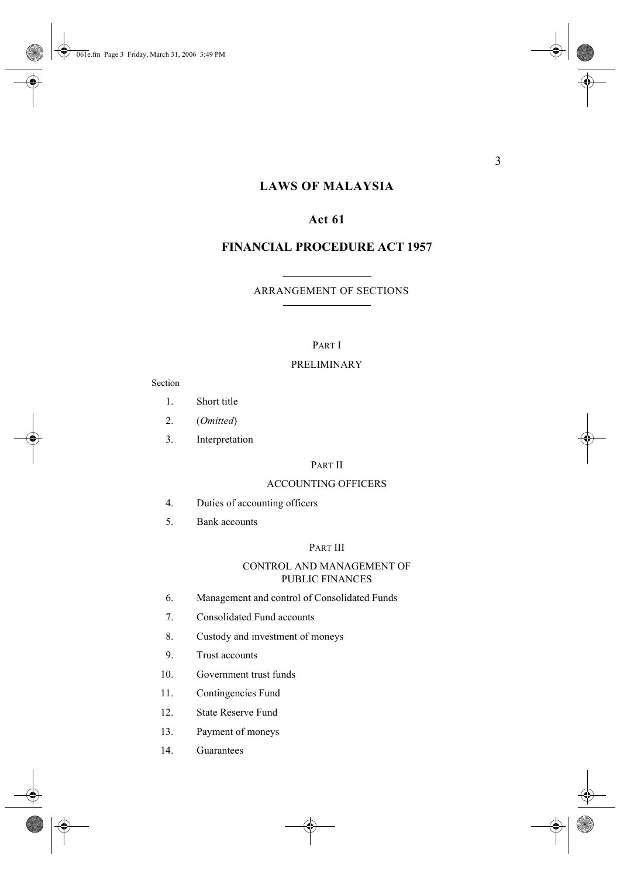# LAWS OF MALAYSIA

## Act 61

## FINANCIAL PROCEDURE ACT 1957

ARRANGEMENT OF SECTIONS

PART I

PRELIMINARY

Section

1. Short title
2. (*Omitted*)
3. Interpretation

PART II

ACCOUNTING OFFICERS

4. Duties of accounting officers
5. Bank accounts

PART III

CONTROL AND MANAGEMENT OF PUBLIC FINANCES

6. Management and control of Consolidated Funds
7. Consolidated Fund accounts
8. Custody and investment of moneys
9. Trust accounts
10. Government trust funds
11. Contingencies Fund
12. State Reserve Fund
13. Payment of moneys
14. Guarantees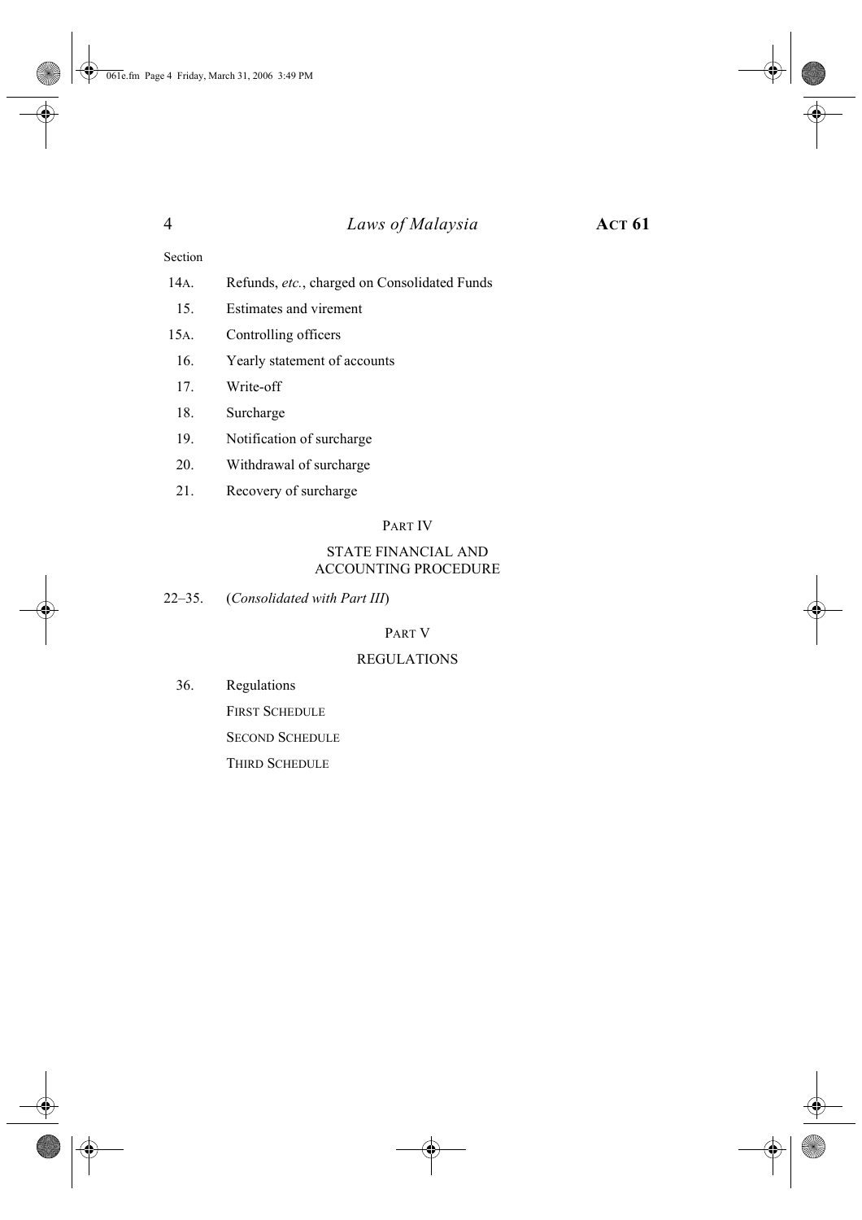Section

| | |
|---|---|
| 14A. | Refunds, *etc.*, charged on Consolidated Funds |
| 15. | Estimates and virement |
| 15A. | Controlling officers |
| 16. | Yearly statement of accounts |
| 17. | Write-off |
| 18. | Surcharge |
| 19. | Notification of surcharge |
| 20. | Withdrawal of surcharge |
| 21. | Recovery of surcharge |

## PART IV

## STATE FINANCIAL AND ACCOUNTING PROCEDURE

22–35. (*Consolidated with Part III*)

## PART V

## REGULATIONS

36. Regulations

FIRST SCHEDULE

SECOND SCHEDULE

THIRD SCHEDULE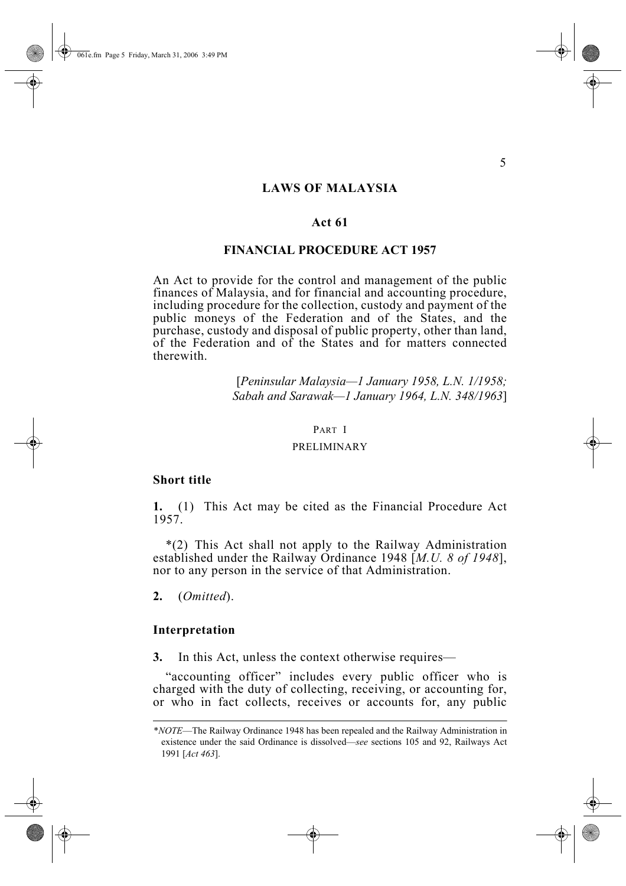# LAWS OF MALAYSIA

## Act 61

## FINANCIAL PROCEDURE ACT 1957

An Act to provide for the control and management of the public finances of Malaysia, and for financial and accounting procedure, including procedure for the collection, custody and payment of the public moneys of the Federation and of the States, and the purchase, custody and disposal of public property, other than land, of the Federation and of the States and for matters connected therewith.

[*Peninsular Malaysia—1 January 1958, L.N. 1/1958; Sabah and Sarawak—1 January 1964, L.N. 348/1963*]

PART I

PRELIMINARY

### Short title

**1.** (1) This Act may be cited as the Financial Procedure Act 1957.

*(2) This Act shall not apply to the Railway Administration established under the Railway Ordinance 1948 [*M.U. 8 of 1948*], nor to any person in the service of that Administration.

**2.** (*Omitted*).

### Interpretation

**3.** In this Act, unless the context otherwise requires—

"accounting officer" includes every public officer who is charged with the duty of collecting, receiving, or accounting for, or who in fact collects, receives or accounts for, any public

---

**NOTE*—The Railway Ordinance 1948 has been repealed and the Railway Administration in existence under the said Ordinance is dissolved—*see* sections 105 and 92, Railways Act 1991 [*Act 463*].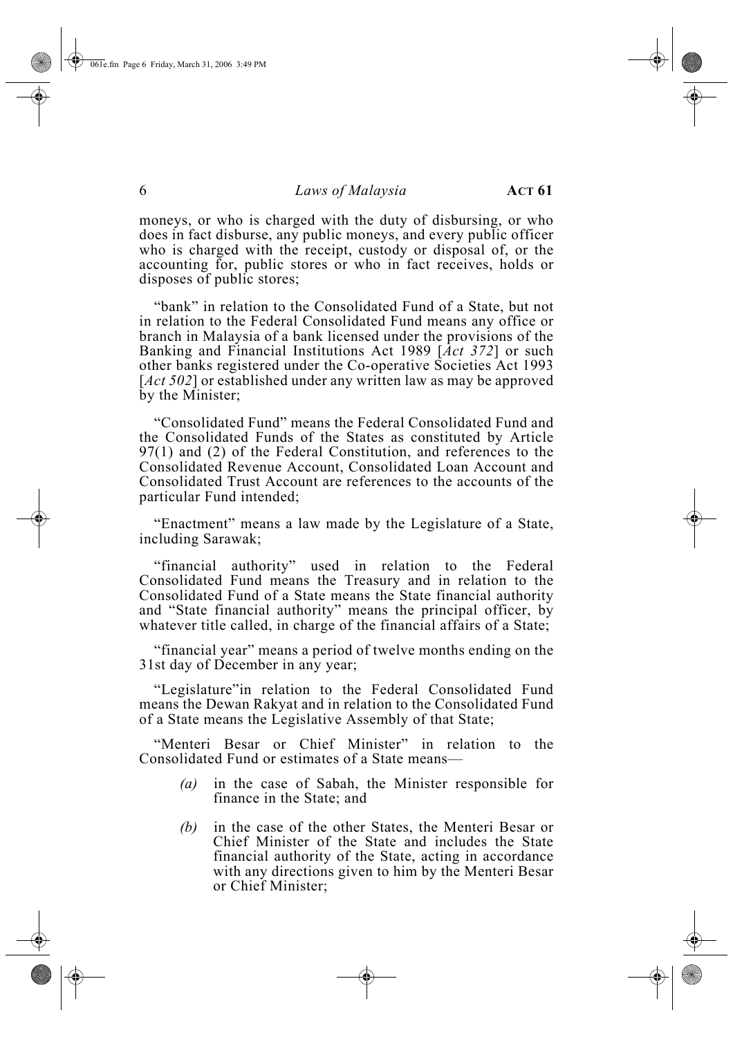moneys, or who is charged with the duty of disbursing, or who does in fact disburse, any public moneys, and every public officer who is charged with the receipt, custody or disposal of, or the accounting for, public stores or who in fact receives, holds or disposes of public stores;

"bank" in relation to the Consolidated Fund of a State, but not in relation to the Federal Consolidated Fund means any office or branch in Malaysia of a bank licensed under the provisions of the Banking and Financial Institutions Act 1989 [*Act 372*] or such other banks registered under the Co-operative Societies Act 1993 [*Act 502*] or established under any written law as may be approved by the Minister;

"Consolidated Fund" means the Federal Consolidated Fund and the Consolidated Funds of the States as constituted by Article 97(1) and (2) of the Federal Constitution, and references to the Consolidated Revenue Account, Consolidated Loan Account and Consolidated Trust Account are references to the accounts of the particular Fund intended;

"Enactment" means a law made by the Legislature of a State, including Sarawak;

"financial authority" used in relation to the Federal Consolidated Fund means the Treasury and in relation to the Consolidated Fund of a State means the State financial authority and "State financial authority" means the principal officer, by whatever title called, in charge of the financial affairs of a State;

"financial year" means a period of twelve months ending on the 31st day of December in any year;

"Legislature"in relation to the Federal Consolidated Fund means the Dewan Rakyat and in relation to the Consolidated Fund of a State means the Legislative Assembly of that State;

"Menteri Besar or Chief Minister" in relation to the Consolidated Fund or estimates of a State means—

*(a)* in the case of Sabah, the Minister responsible for finance in the State; and

*(b)* in the case of the other States, the Menteri Besar or Chief Minister of the State and includes the State financial authority of the State, acting in accordance with any directions given to him by the Menteri Besar or Chief Minister;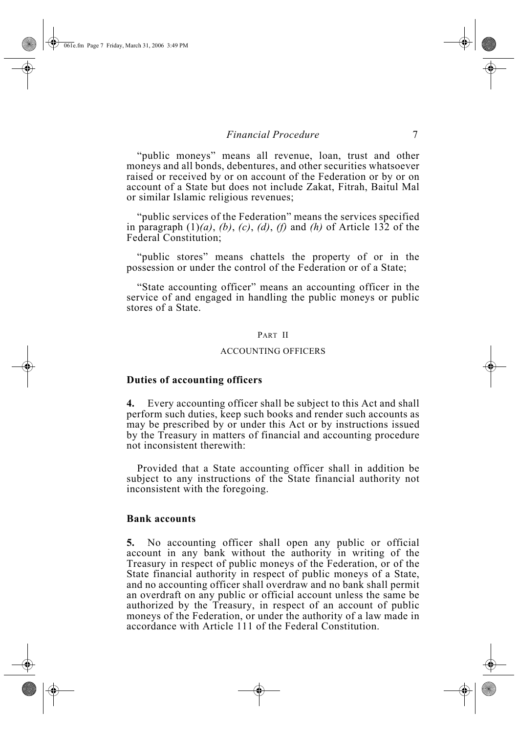"public moneys" means all revenue, loan, trust and other moneys and all bonds, debentures, and other securities whatsoever raised or received by or on account of the Federation or by or on account of a State but does not include Zakat, Fitrah, Baitul Mal or similar Islamic religious revenues;

"public services of the Federation" means the services specified in paragraph (1)*(a)*, *(b)*, *(c)*, *(d)*, *(f)* and *(h)* of Article 132 of the Federal Constitution;

"public stores" means chattels the property of or in the possession or under the control of the Federation or of a State;

"State accounting officer" means an accounting officer in the service of and engaged in handling the public moneys or public stores of a State.

## PART II

## ACCOUNTING OFFICERS

### Duties of accounting officers

**4.** Every accounting officer shall be subject to this Act and shall perform such duties, keep such books and render such accounts as may be prescribed by or under this Act or by instructions issued by the Treasury in matters of financial and accounting procedure not inconsistent therewith:

Provided that a State accounting officer shall in addition be subject to any instructions of the State financial authority not inconsistent with the foregoing.

### Bank accounts

**5.** No accounting officer shall open any public or official account in any bank without the authority in writing of the Treasury in respect of public moneys of the Federation, or of the State financial authority in respect of public moneys of a State, and no accounting officer shall overdraw and no bank shall permit an overdraft on any public or official account unless the same be authorized by the Treasury, in respect of an account of public moneys of the Federation, or under the authority of a law made in accordance with Article 111 of the Federal Constitution.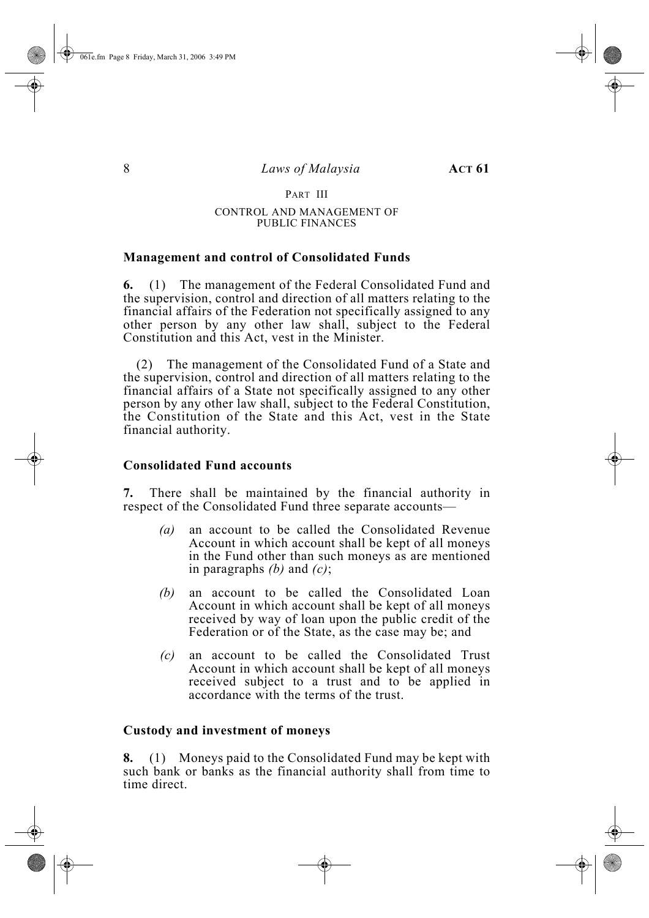## PART III

### CONTROL AND MANAGEMENT OF PUBLIC FINANCES

**Management and control of Consolidated Funds**

**6.** (1) The management of the Federal Consolidated Fund and the supervision, control and direction of all matters relating to the financial affairs of the Federation not specifically assigned to any other person by any other law shall, subject to the Federal Constitution and this Act, vest in the Minister.

(2) The management of the Consolidated Fund of a State and the supervision, control and direction of all matters relating to the financial affairs of a State not specifically assigned to any other person by any other law shall, subject to the Federal Constitution, the Constitution of the State and this Act, vest in the State financial authority.

**Consolidated Fund accounts**

**7.** There shall be maintained by the financial authority in respect of the Consolidated Fund three separate accounts—

*(a)* an account to be called the Consolidated Revenue Account in which account shall be kept of all moneys in the Fund other than such moneys as are mentioned in paragraphs *(b)* and *(c)*;

*(b)* an account to be called the Consolidated Loan Account in which account shall be kept of all moneys received by way of loan upon the public credit of the Federation or of the State, as the case may be; and

*(c)* an account to be called the Consolidated Trust Account in which account shall be kept of all moneys received subject to a trust and to be applied in accordance with the terms of the trust.

**Custody and investment of moneys**

**8.** (1) Moneys paid to the Consolidated Fund may be kept with such bank or banks as the financial authority shall from time to time direct.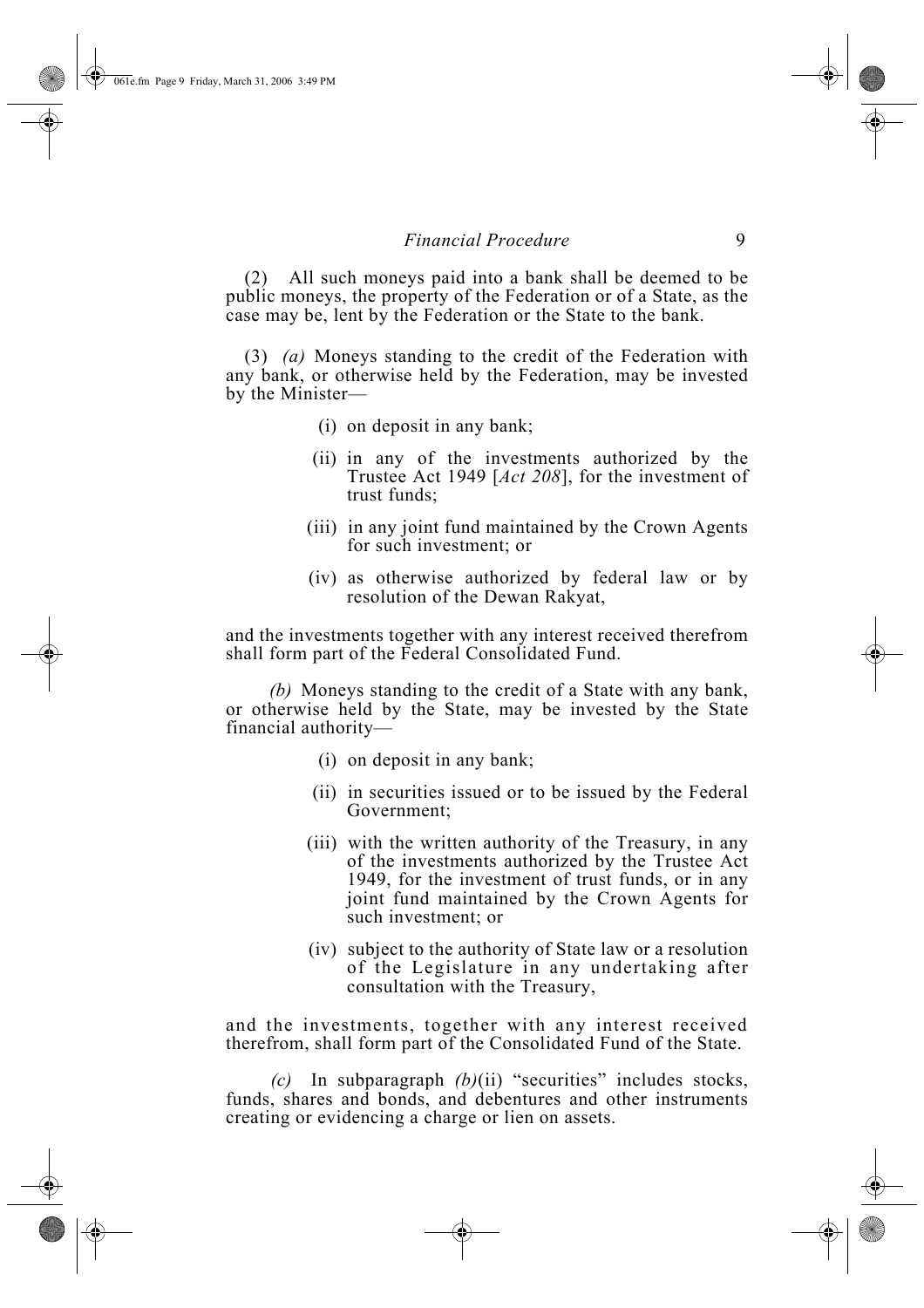(2) All such moneys paid into a bank shall be deemed to be public moneys, the property of the Federation or of a State, as the case may be, lent by the Federation or the State to the bank.

(3) *(a)* Moneys standing to the credit of the Federation with any bank, or otherwise held by the Federation, may be invested by the Minister—

- (i) on deposit in any bank;
- (ii) in any of the investments authorized by the Trustee Act 1949 [*Act 208*], for the investment of trust funds;
- (iii) in any joint fund maintained by the Crown Agents for such investment; or
- (iv) as otherwise authorized by federal law or by resolution of the Dewan Rakyat,

and the investments together with any interest received therefrom shall form part of the Federal Consolidated Fund.

*(b)* Moneys standing to the credit of a State with any bank, or otherwise held by the State, may be invested by the State financial authority—

- (i) on deposit in any bank;
- (ii) in securities issued or to be issued by the Federal Government;
- (iii) with the written authority of the Treasury, in any of the investments authorized by the Trustee Act 1949, for the investment of trust funds, or in any joint fund maintained by the Crown Agents for such investment; or
- (iv) subject to the authority of State law or a resolution of the Legislature in any undertaking after consultation with the Treasury,

and the investments, together with any interest received therefrom, shall form part of the Consolidated Fund of the State.

*(c)* In subparagraph *(b)*(ii) "securities" includes stocks, funds, shares and bonds, and debentures and other instruments creating or evidencing a charge or lien on assets.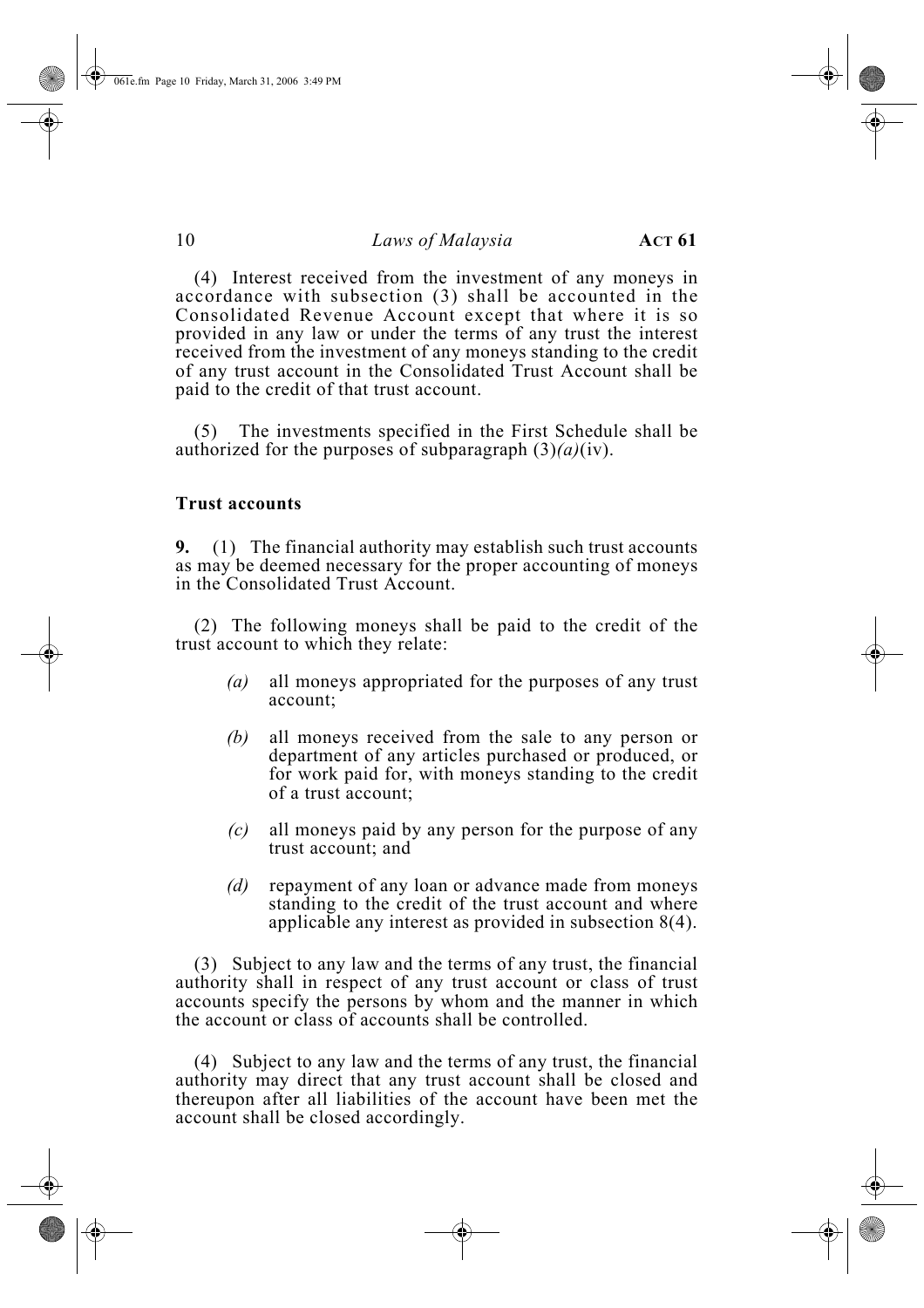(4) Interest received from the investment of any moneys in accordance with subsection (3) shall be accounted in the Consolidated Revenue Account except that where it is so provided in any law or under the terms of any trust the interest received from the investment of any moneys standing to the credit of any trust account in the Consolidated Trust Account shall be paid to the credit of that trust account.

(5) The investments specified in the First Schedule shall be authorized for the purposes of subparagraph (3)*(a)*(iv).

**Trust accounts**

**9.** (1) The financial authority may establish such trust accounts as may be deemed necessary for the proper accounting of moneys in the Consolidated Trust Account.

(2) The following moneys shall be paid to the credit of the trust account to which they relate:

*(a)* all moneys appropriated for the purposes of any trust account;

*(b)* all moneys received from the sale to any person or department of any articles purchased or produced, or for work paid for, with moneys standing to the credit of a trust account;

*(c)* all moneys paid by any person for the purpose of any trust account; and

*(d)* repayment of any loan or advance made from moneys standing to the credit of the trust account and where applicable any interest as provided in subsection 8(4).

(3) Subject to any law and the terms of any trust, the financial authority shall in respect of any trust account or class of trust accounts specify the persons by whom and the manner in which the account or class of accounts shall be controlled.

(4) Subject to any law and the terms of any trust, the financial authority may direct that any trust account shall be closed and thereupon after all liabilities of the account have been met the account shall be closed accordingly.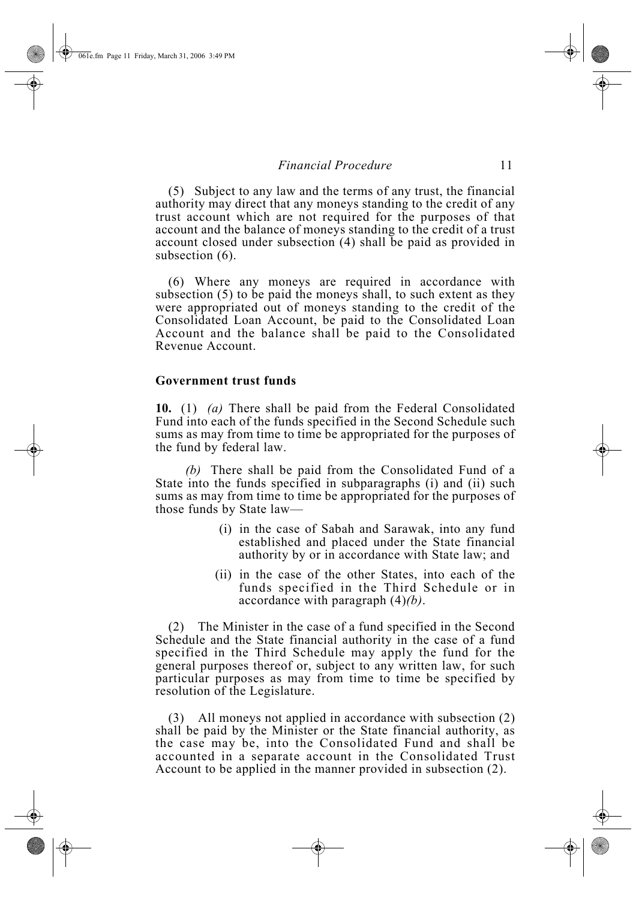(5) Subject to any law and the terms of any trust, the financial authority may direct that any moneys standing to the credit of any trust account which are not required for the purposes of that account and the balance of moneys standing to the credit of a trust account closed under subsection (4) shall be paid as provided in subsection (6).

(6) Where any moneys are required in accordance with subsection (5) to be paid the moneys shall, to such extent as they were appropriated out of moneys standing to the credit of the Consolidated Loan Account, be paid to the Consolidated Loan Account and the balance shall be paid to the Consolidated Revenue Account.

### Government trust funds

**10.** (1) *(a)* There shall be paid from the Federal Consolidated Fund into each of the funds specified in the Second Schedule such sums as may from time to time be appropriated for the purposes of the fund by federal law.

*(b)* There shall be paid from the Consolidated Fund of a State into the funds specified in subparagraphs (i) and (ii) such sums as may from time to time be appropriated for the purposes of those funds by State law—

(i) in the case of Sabah and Sarawak, into any fund established and placed under the State financial authority by or in accordance with State law; and

(ii) in the case of the other States, into each of the funds specified in the Third Schedule or in accordance with paragraph (4)*(b)*.

(2) The Minister in the case of a fund specified in the Second Schedule and the State financial authority in the case of a fund specified in the Third Schedule may apply the fund for the general purposes thereof or, subject to any written law, for such particular purposes as may from time to time be specified by resolution of the Legislature.

(3) All moneys not applied in accordance with subsection (2) shall be paid by the Minister or the State financial authority, as the case may be, into the Consolidated Fund and shall be accounted in a separate account in the Consolidated Trust Account to be applied in the manner provided in subsection (2).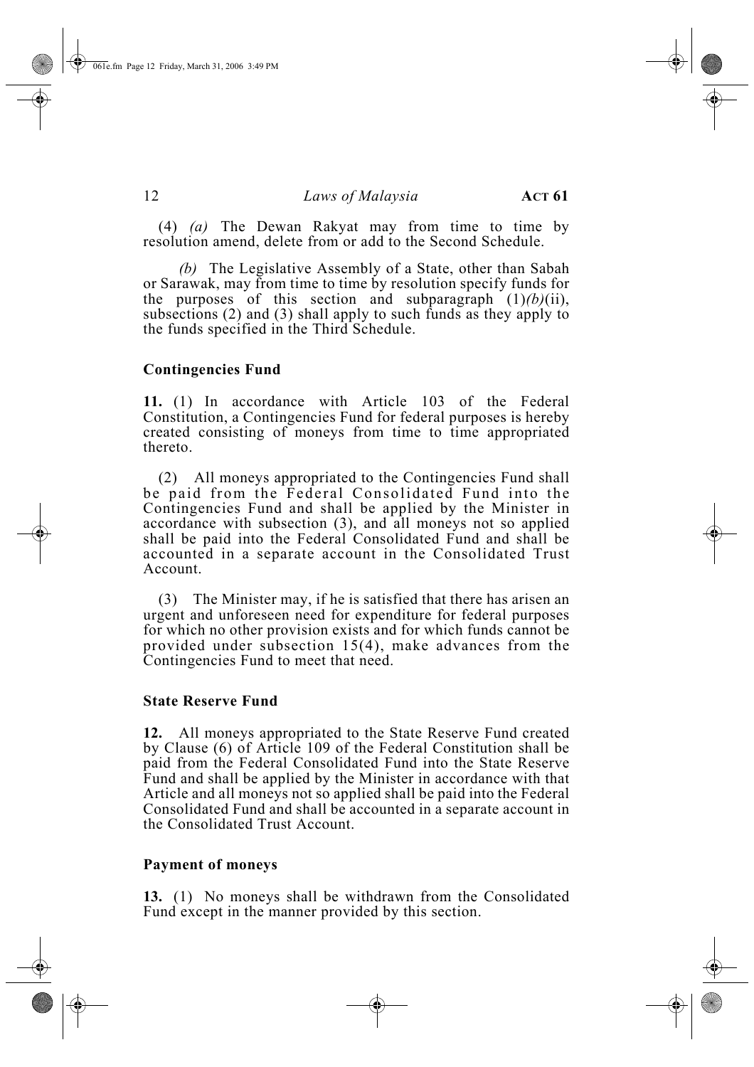(4) *(a)* The Dewan Rakyat may from time to time by resolution amend, delete from or add to the Second Schedule.

*(b)* The Legislative Assembly of a State, other than Sabah or Sarawak, may from time to time by resolution specify funds for the purposes of this section and subparagraph (1)*(b)*(ii), subsections (2) and (3) shall apply to such funds as they apply to the funds specified in the Third Schedule.

**Contingencies Fund**

**11.** (1) In accordance with Article 103 of the Federal Constitution, a Contingencies Fund for federal purposes is hereby created consisting of moneys from time to time appropriated thereto.

(2) All moneys appropriated to the Contingencies Fund shall be paid from the Federal Consolidated Fund into the Contingencies Fund and shall be applied by the Minister in accordance with subsection (3), and all moneys not so applied shall be paid into the Federal Consolidated Fund and shall be accounted in a separate account in the Consolidated Trust Account.

(3) The Minister may, if he is satisfied that there has arisen an urgent and unforeseen need for expenditure for federal purposes for which no other provision exists and for which funds cannot be provided under subsection 15(4), make advances from the Contingencies Fund to meet that need.

**State Reserve Fund**

**12.** All moneys appropriated to the State Reserve Fund created by Clause (6) of Article 109 of the Federal Constitution shall be paid from the Federal Consolidated Fund into the State Reserve Fund and shall be applied by the Minister in accordance with that Article and all moneys not so applied shall be paid into the Federal Consolidated Fund and shall be accounted in a separate account in the Consolidated Trust Account.

**Payment of moneys**

**13.** (1) No moneys shall be withdrawn from the Consolidated Fund except in the manner provided by this section.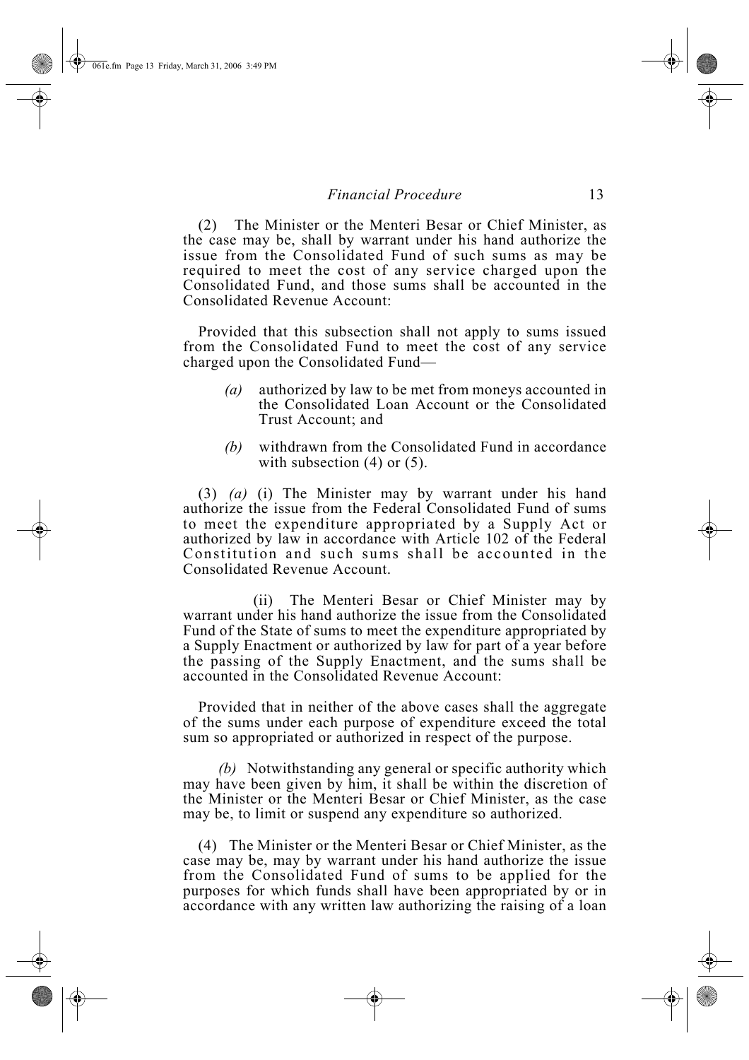(2) The Minister or the Menteri Besar or Chief Minister, as the case may be, shall by warrant under his hand authorize the issue from the Consolidated Fund of such sums as may be required to meet the cost of any service charged upon the Consolidated Fund, and those sums shall be accounted in the Consolidated Revenue Account:

Provided that this subsection shall not apply to sums issued from the Consolidated Fund to meet the cost of any service charged upon the Consolidated Fund—

*(a)* authorized by law to be met from moneys accounted in the Consolidated Loan Account or the Consolidated Trust Account; and

*(b)* withdrawn from the Consolidated Fund in accordance with subsection (4) or (5).

(3) *(a)* (i) The Minister may by warrant under his hand authorize the issue from the Federal Consolidated Fund of sums to meet the expenditure appropriated by a Supply Act or authorized by law in accordance with Article 102 of the Federal Constitution and such sums shall be accounted in the Consolidated Revenue Account.

(ii) The Menteri Besar or Chief Minister may by warrant under his hand authorize the issue from the Consolidated Fund of the State of sums to meet the expenditure appropriated by a Supply Enactment or authorized by law for part of a year before the passing of the Supply Enactment, and the sums shall be accounted in the Consolidated Revenue Account:

Provided that in neither of the above cases shall the aggregate of the sums under each purpose of expenditure exceed the total sum so appropriated or authorized in respect of the purpose.

*(b)* Notwithstanding any general or specific authority which may have been given by him, it shall be within the discretion of the Minister or the Menteri Besar or Chief Minister, as the case may be, to limit or suspend any expenditure so authorized.

(4) The Minister or the Menteri Besar or Chief Minister, as the case may be, may by warrant under his hand authorize the issue from the Consolidated Fund of sums to be applied for the purposes for which funds shall have been appropriated by or in accordance with any written law authorizing the raising of a loan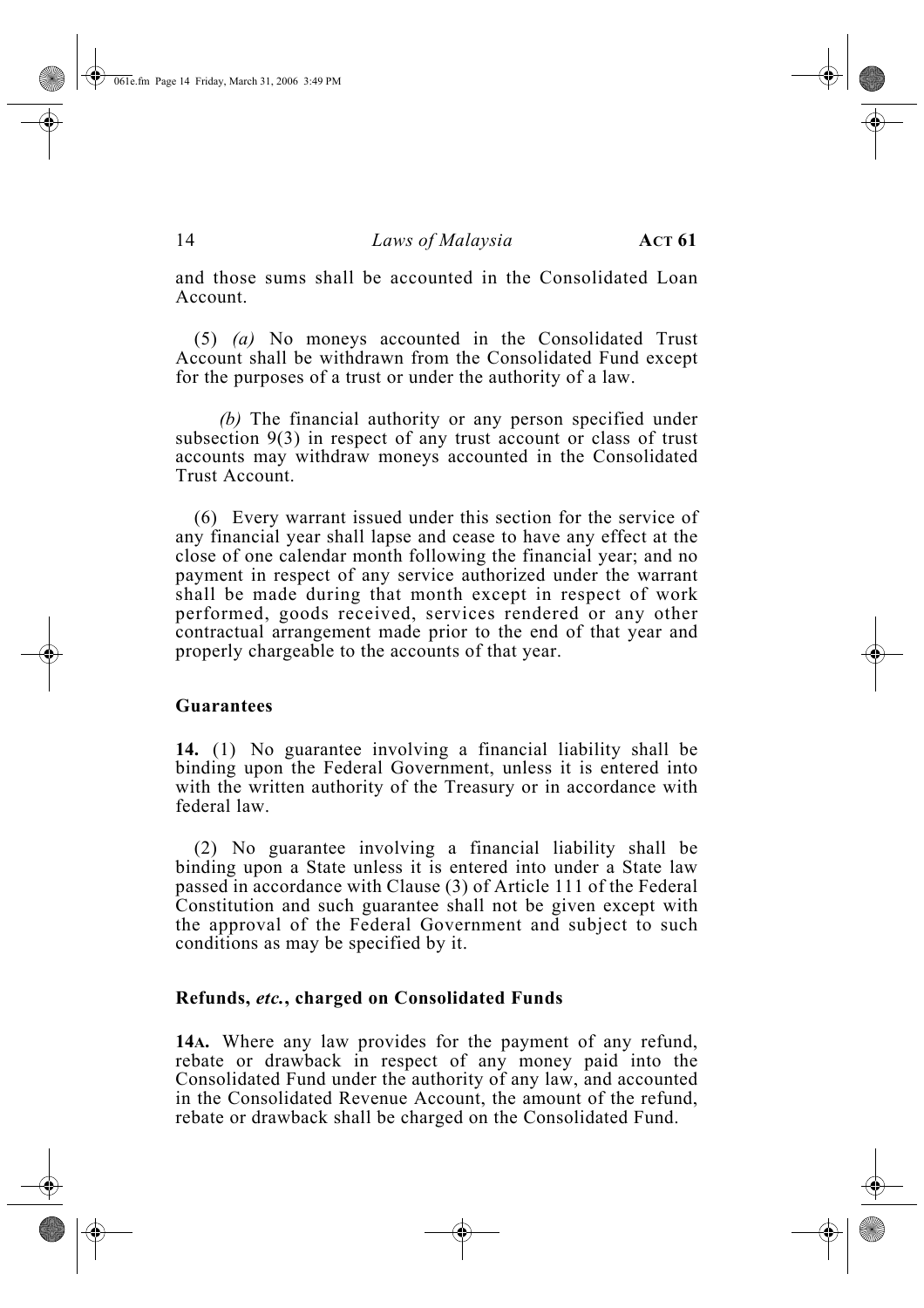and those sums shall be accounted in the Consolidated Loan Account.

(5) *(a)* No moneys accounted in the Consolidated Trust Account shall be withdrawn from the Consolidated Fund except for the purposes of a trust or under the authority of a law.

*(b)* The financial authority or any person specified under subsection 9(3) in respect of any trust account or class of trust accounts may withdraw moneys accounted in the Consolidated Trust Account.

(6) Every warrant issued under this section for the service of any financial year shall lapse and cease to have any effect at the close of one calendar month following the financial year; and no payment in respect of any service authorized under the warrant shall be made during that month except in respect of work performed, goods received, services rendered or any other contractual arrangement made prior to the end of that year and properly chargeable to the accounts of that year.

### Guarantees

**14.** (1) No guarantee involving a financial liability shall be binding upon the Federal Government, unless it is entered into with the written authority of the Treasury or in accordance with federal law.

(2) No guarantee involving a financial liability shall be binding upon a State unless it is entered into under a State law passed in accordance with Clause (3) of Article 111 of the Federal Constitution and such guarantee shall not be given except with the approval of the Federal Government and subject to such conditions as may be specified by it.

### Refunds, *etc.*, charged on Consolidated Funds

**14A.** Where any law provides for the payment of any refund, rebate or drawback in respect of any money paid into the Consolidated Fund under the authority of any law, and accounted in the Consolidated Revenue Account, the amount of the refund, rebate or drawback shall be charged on the Consolidated Fund.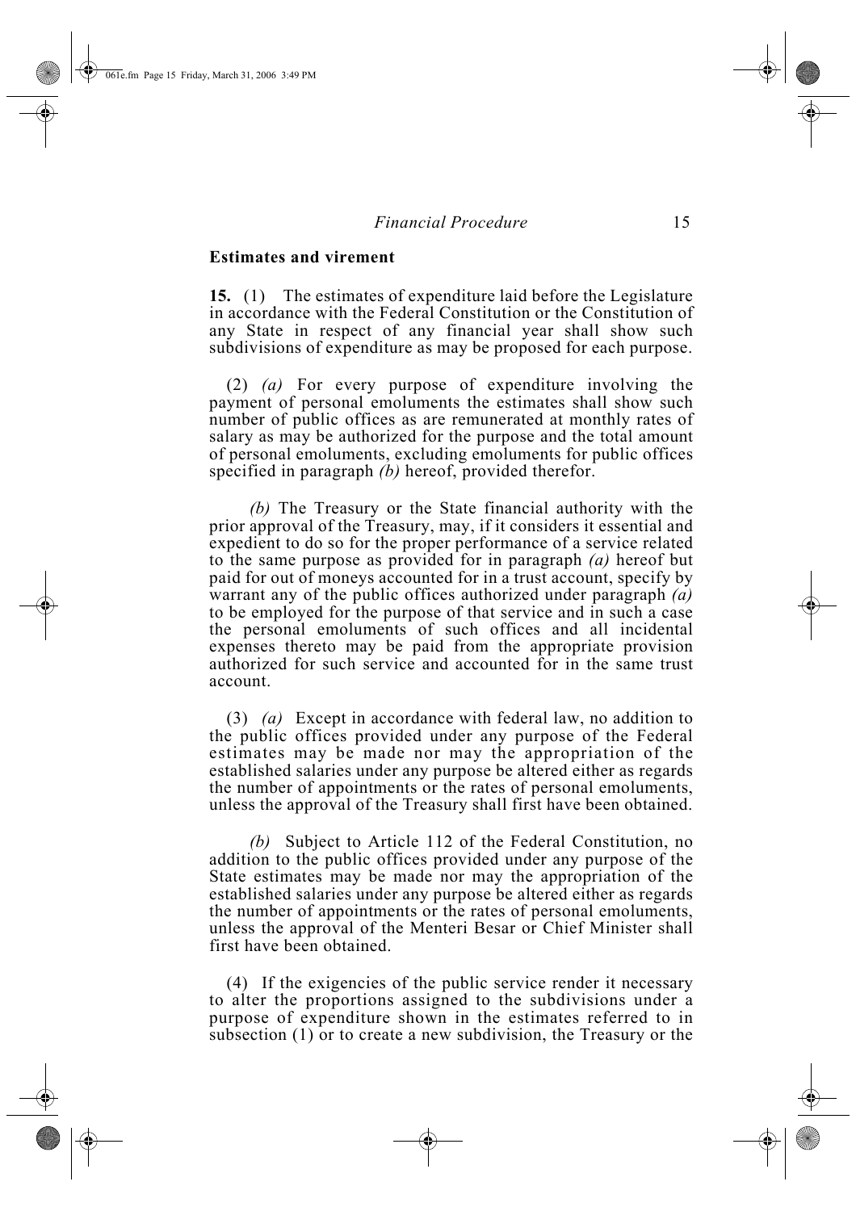**Estimates and virement**

**15.** (1) The estimates of expenditure laid before the Legislature in accordance with the Federal Constitution or the Constitution of any State in respect of any financial year shall show such subdivisions of expenditure as may be proposed for each purpose.

(2) *(a)* For every purpose of expenditure involving the payment of personal emoluments the estimates shall show such number of public offices as are remunerated at monthly rates of salary as may be authorized for the purpose and the total amount of personal emoluments, excluding emoluments for public offices specified in paragraph *(b)* hereof, provided therefor.

*(b)* The Treasury or the State financial authority with the prior approval of the Treasury, may, if it considers it essential and expedient to do so for the proper performance of a service related to the same purpose as provided for in paragraph *(a)* hereof but paid for out of moneys accounted for in a trust account, specify by warrant any of the public offices authorized under paragraph *(a)* to be employed for the purpose of that service and in such a case the personal emoluments of such offices and all incidental expenses thereto may be paid from the appropriate provision authorized for such service and accounted for in the same trust account.

(3) *(a)* Except in accordance with federal law, no addition to the public offices provided under any purpose of the Federal estimates may be made nor may the appropriation of the established salaries under any purpose be altered either as regards the number of appointments or the rates of personal emoluments, unless the approval of the Treasury shall first have been obtained.

*(b)* Subject to Article 112 of the Federal Constitution, no addition to the public offices provided under any purpose of the State estimates may be made nor may the appropriation of the established salaries under any purpose be altered either as regards the number of appointments or the rates of personal emoluments, unless the approval of the Menteri Besar or Chief Minister shall first have been obtained.

(4) If the exigencies of the public service render it necessary to alter the proportions assigned to the subdivisions under a purpose of expenditure shown in the estimates referred to in subsection (1) or to create a new subdivision, the Treasury or the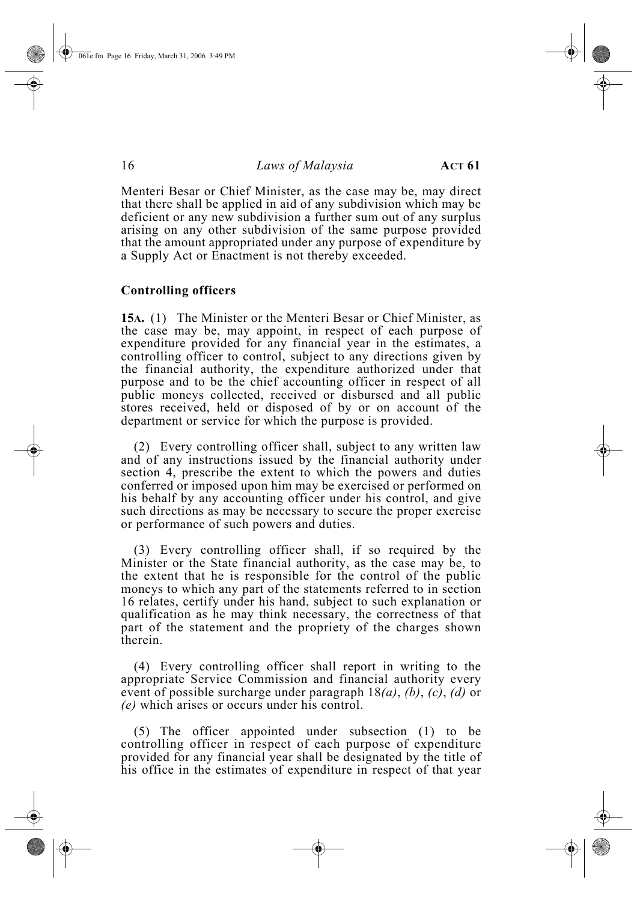Menteri Besar or Chief Minister, as the case may be, may direct that there shall be applied in aid of any subdivision which may be deficient or any new subdivision a further sum out of any surplus arising on any other subdivision of the same purpose provided that the amount appropriated under any purpose of expenditure by a Supply Act or Enactment is not thereby exceeded.

**Controlling officers**

**15A.** (1) The Minister or the Menteri Besar or Chief Minister, as the case may be, may appoint, in respect of each purpose of expenditure provided for any financial year in the estimates, a controlling officer to control, subject to any directions given by the financial authority, the expenditure authorized under that purpose and to be the chief accounting officer in respect of all public moneys collected, received or disbursed and all public stores received, held or disposed of by or on account of the department or service for which the purpose is provided.

(2) Every controlling officer shall, subject to any written law and of any instructions issued by the financial authority under section 4, prescribe the extent to which the powers and duties conferred or imposed upon him may be exercised or performed on his behalf by any accounting officer under his control, and give such directions as may be necessary to secure the proper exercise or performance of such powers and duties.

(3) Every controlling officer shall, if so required by the Minister or the State financial authority, as the case may be, to the extent that he is responsible for the control of the public moneys to which any part of the statements referred to in section 16 relates, certify under his hand, subject to such explanation or qualification as he may think necessary, the correctness of that part of the statement and the propriety of the charges shown therein.

(4) Every controlling officer shall report in writing to the appropriate Service Commission and financial authority every event of possible surcharge under paragraph 18*(a)*, *(b)*, *(c)*, *(d)* or *(e)* which arises or occurs under his control.

(5) The officer appointed under subsection (1) to be controlling officer in respect of each purpose of expenditure provided for any financial year shall be designated by the title of his office in the estimates of expenditure in respect of that year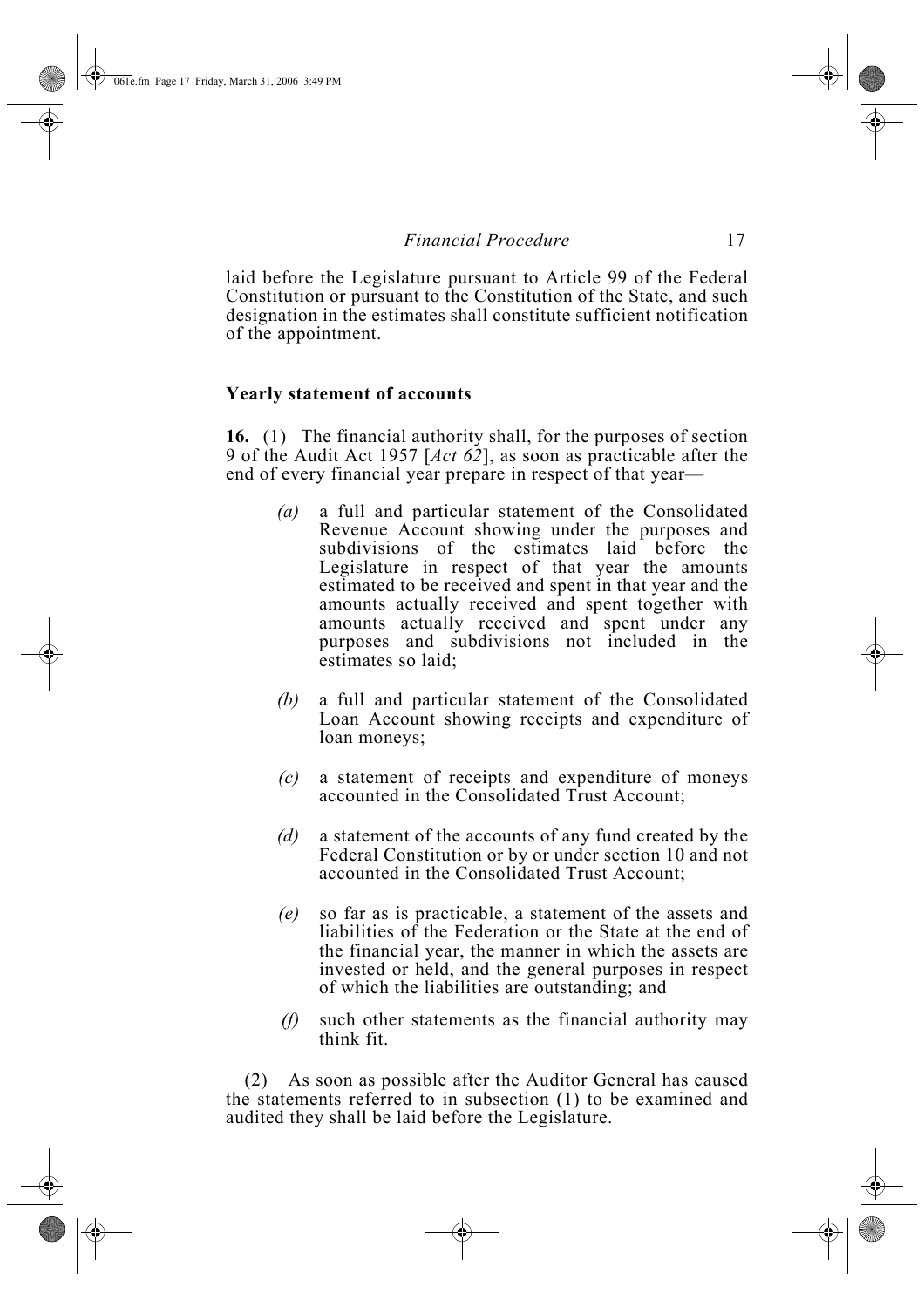laid before the Legislature pursuant to Article 99 of the Federal Constitution or pursuant to the Constitution of the State, and such designation in the estimates shall constitute sufficient notification of the appointment.

**Yearly statement of accounts**

**16.** (1) The financial authority shall, for the purposes of section 9 of the Audit Act 1957 [*Act 62*], as soon as practicable after the end of every financial year prepare in respect of that year—

*(a)* a full and particular statement of the Consolidated Revenue Account showing under the purposes and subdivisions of the estimates laid before the Legislature in respect of that year the amounts estimated to be received and spent in that year and the amounts actually received and spent together with amounts actually received and spent under any purposes and subdivisions not included in the estimates so laid;

*(b)* a full and particular statement of the Consolidated Loan Account showing receipts and expenditure of loan moneys;

*(c)* a statement of receipts and expenditure of moneys accounted in the Consolidated Trust Account;

*(d)* a statement of the accounts of any fund created by the Federal Constitution or by or under section 10 and not accounted in the Consolidated Trust Account;

*(e)* so far as is practicable, a statement of the assets and liabilities of the Federation or the State at the end of the financial year, the manner in which the assets are invested or held, and the general purposes in respect of which the liabilities are outstanding; and

*(f)* such other statements as the financial authority may think fit.

(2) As soon as possible after the Auditor General has caused the statements referred to in subsection (1) to be examined and audited they shall be laid before the Legislature.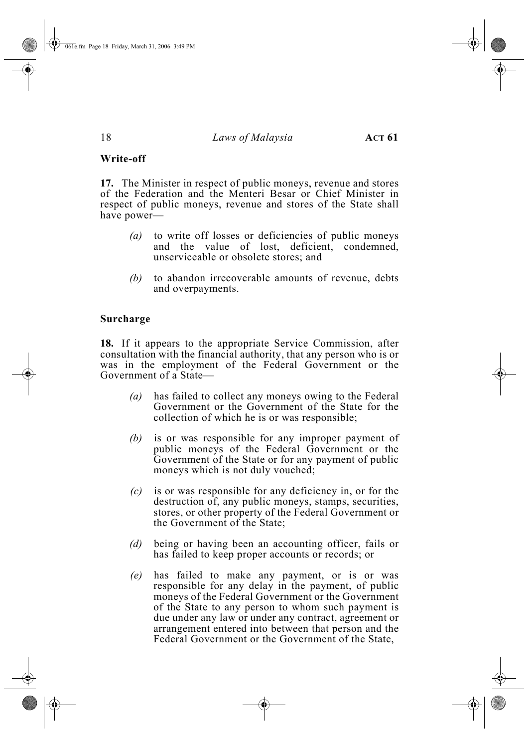**Write-off**

**17.** The Minister in respect of public moneys, revenue and stores of the Federation and the Menteri Besar or Chief Minister in respect of public moneys, revenue and stores of the State shall have power—

*(a)* to write off losses or deficiencies of public moneys and the value of lost, deficient, condemned, unserviceable or obsolete stores; and

*(b)* to abandon irrecoverable amounts of revenue, debts and overpayments.

**Surcharge**

**18.** If it appears to the appropriate Service Commission, after consultation with the financial authority, that any person who is or was in the employment of the Federal Government or the Government of a State—

*(a)* has failed to collect any moneys owing to the Federal Government or the Government of the State for the collection of which he is or was responsible;

*(b)* is or was responsible for any improper payment of public moneys of the Federal Government or the Government of the State or for any payment of public moneys which is not duly vouched;

*(c)* is or was responsible for any deficiency in, or for the destruction of, any public moneys, stamps, securities, stores, or other property of the Federal Government or the Government of the State;

*(d)* being or having been an accounting officer, fails or has failed to keep proper accounts or records; or

*(e)* has failed to make any payment, or is or was responsible for any delay in the payment, of public moneys of the Federal Government or the Government of the State to any person to whom such payment is due under any law or under any contract, agreement or arrangement entered into between that person and the Federal Government or the Government of the State,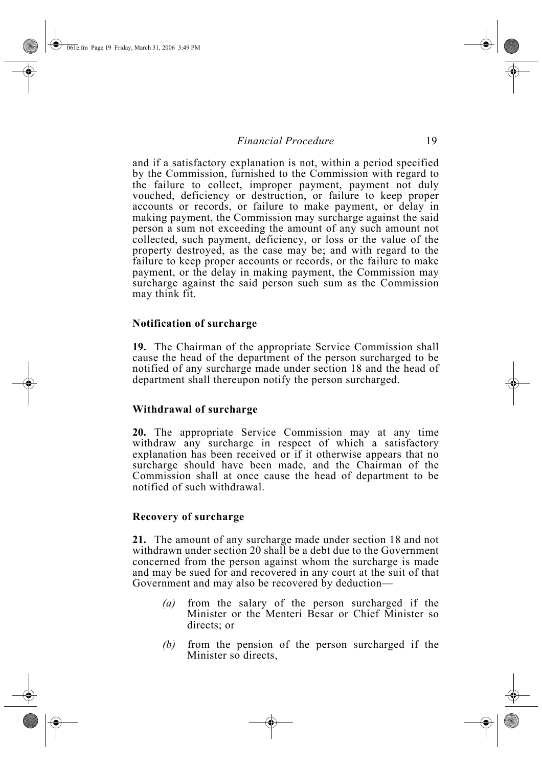and if a satisfactory explanation is not, within a period specified by the Commission, furnished to the Commission with regard to the failure to collect, improper payment, payment not duly vouched, deficiency or destruction, or failure to keep proper accounts or records, or failure to make payment, or delay in making payment, the Commission may surcharge against the said person a sum not exceeding the amount of any such amount not collected, such payment, deficiency, or loss or the value of the property destroyed, as the case may be; and with regard to the failure to keep proper accounts or records, or the failure to make payment, or the delay in making payment, the Commission may surcharge against the said person such sum as the Commission may think fit.

**Notification of surcharge**

**19.** The Chairman of the appropriate Service Commission shall cause the head of the department of the person surcharged to be notified of any surcharge made under section 18 and the head of department shall thereupon notify the person surcharged.

**Withdrawal of surcharge**

**20.** The appropriate Service Commission may at any time withdraw any surcharge in respect of which a satisfactory explanation has been received or if it otherwise appears that no surcharge should have been made, and the Chairman of the Commission shall at once cause the head of department to be notified of such withdrawal.

**Recovery of surcharge**

**21.** The amount of any surcharge made under section 18 and not withdrawn under section 20 shall be a debt due to the Government concerned from the person against whom the surcharge is made and may be sued for and recovered in any court at the suit of that Government and may also be recovered by deduction—

*(a)* from the salary of the person surcharged if the Minister or the Menteri Besar or Chief Minister so directs; or

*(b)* from the pension of the person surcharged if the Minister so directs,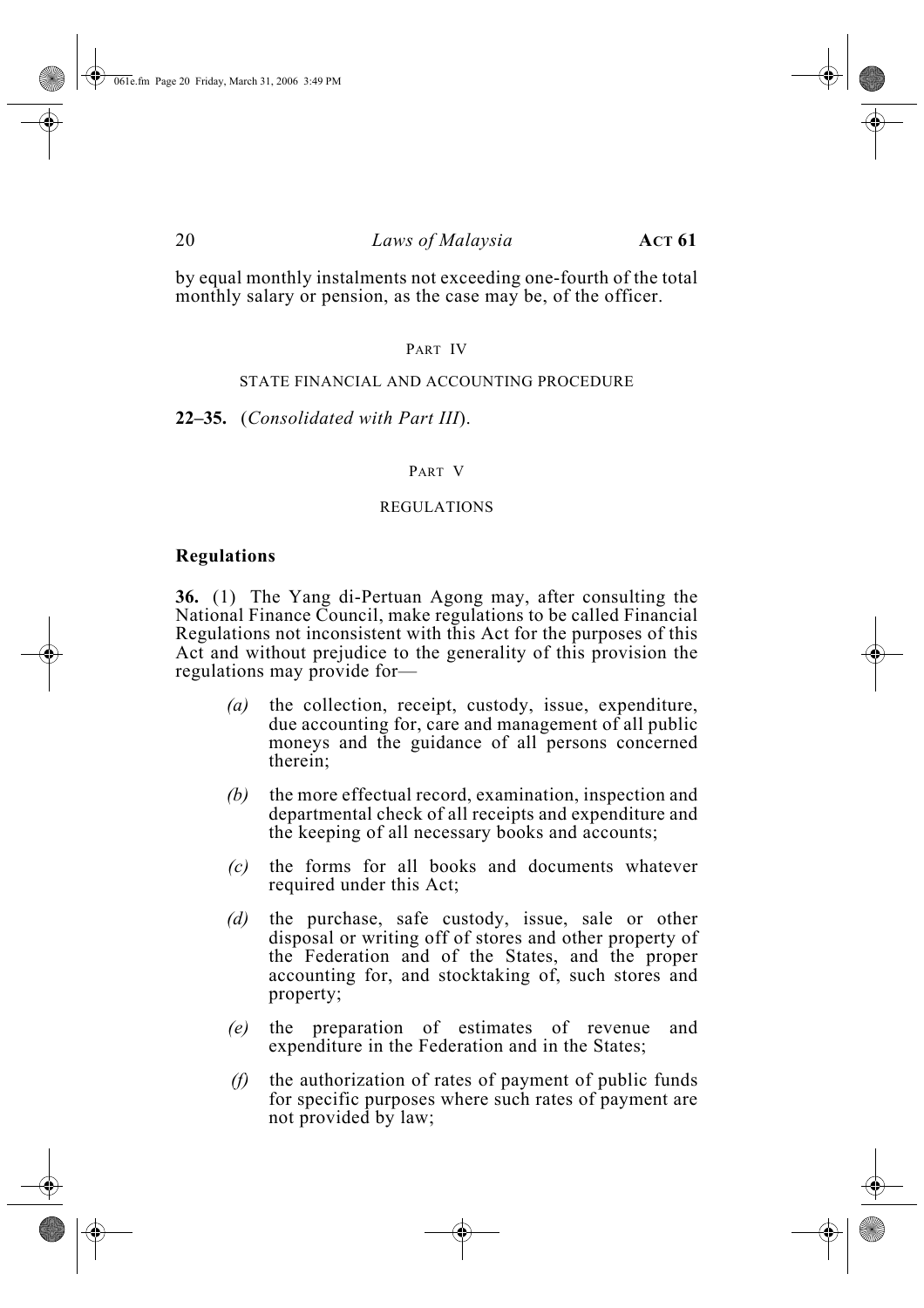by equal monthly instalments not exceeding one-fourth of the total monthly salary or pension, as the case may be, of the officer.

## PART IV

## STATE FINANCIAL AND ACCOUNTING PROCEDURE

**22–35.** (*Consolidated with Part III*).

## PART V

## REGULATIONS

### Regulations

**36.** (1) The Yang di-Pertuan Agong may, after consulting the National Finance Council, make regulations to be called Financial Regulations not inconsistent with this Act for the purposes of this Act and without prejudice to the generality of this provision the regulations may provide for—

*(a)* the collection, receipt, custody, issue, expenditure, due accounting for, care and management of all public moneys and the guidance of all persons concerned therein;

*(b)* the more effectual record, examination, inspection and departmental check of all receipts and expenditure and the keeping of all necessary books and accounts;

*(c)* the forms for all books and documents whatever required under this Act;

*(d)* the purchase, safe custody, issue, sale or other disposal or writing off of stores and other property of the Federation and of the States, and the proper accounting for, and stocktaking of, such stores and property;

*(e)* the preparation of estimates of revenue and expenditure in the Federation and in the States;

*(f)* the authorization of rates of payment of public funds for specific purposes where such rates of payment are not provided by law;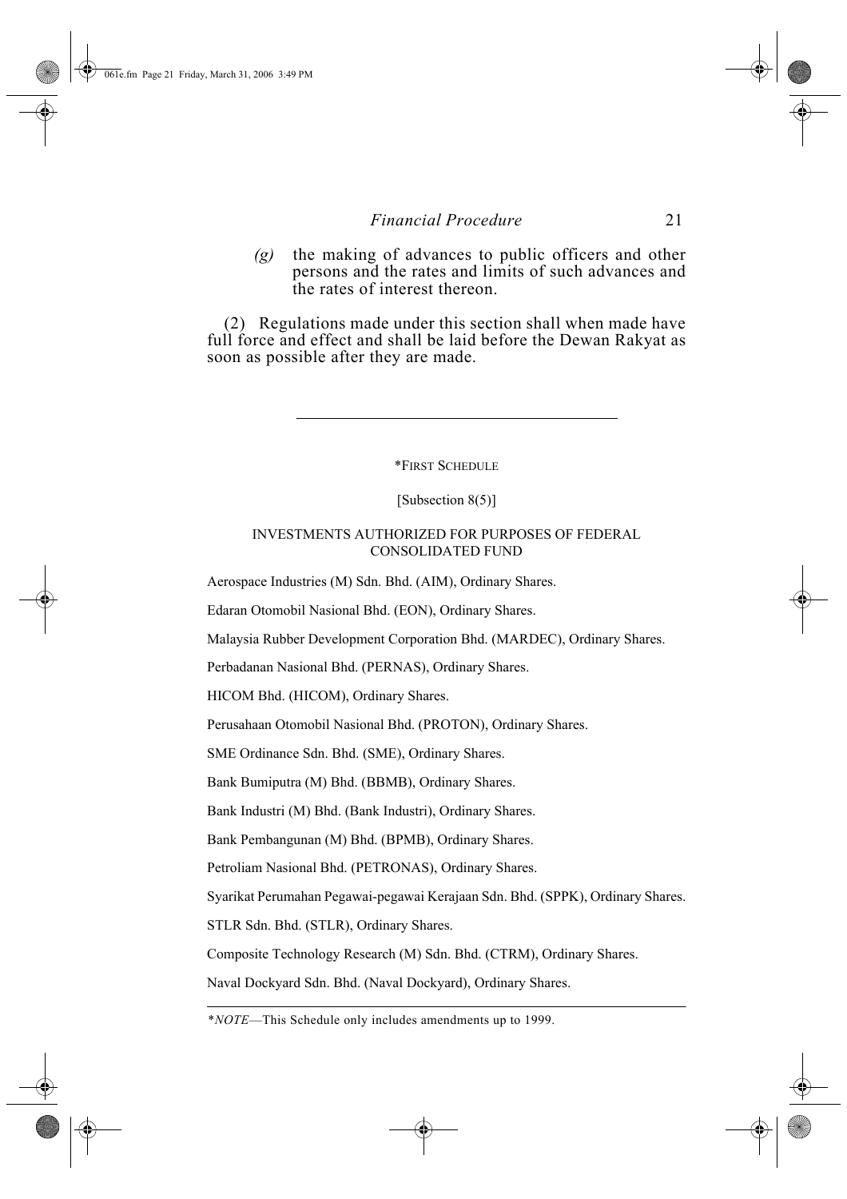*(g)* the making of advances to public officers and other persons and the rates and limits of such advances and the rates of interest thereon.

(2) Regulations made under this section shall when made have full force and effect and shall be laid before the Dewan Rakyat as soon as possible after they are made.

---

## *FIRST SCHEDULE

[Subsection 8(5)]

### INVESTMENTS AUTHORIZED FOR PURPOSES OF FEDERAL CONSOLIDATED FUND

Aerospace Industries (M) Sdn. Bhd. (AIM), Ordinary Shares.

Edaran Otomobil Nasional Bhd. (EON), Ordinary Shares.

Malaysia Rubber Development Corporation Bhd. (MARDEC), Ordinary Shares.

Perbadanan Nasional Bhd. (PERNAS), Ordinary Shares.

HICOM Bhd. (HICOM), Ordinary Shares.

Perusahaan Otomobil Nasional Bhd. (PROTON), Ordinary Shares.

SME Ordinance Sdn. Bhd. (SME), Ordinary Shares.

Bank Bumiputra (M) Bhd. (BBMB), Ordinary Shares.

Bank Industri (M) Bhd. (Bank Industri), Ordinary Shares.

Bank Pembangunan (M) Bhd. (BPMB), Ordinary Shares.

Petroliam Nasional Bhd. (PETRONAS), Ordinary Shares.

Syarikat Perumahan Pegawai-pegawai Kerajaan Sdn. Bhd. (SPPK), Ordinary Shares.

STLR Sdn. Bhd. (STLR), Ordinary Shares.

Composite Technology Research (M) Sdn. Bhd. (CTRM), Ordinary Shares.

Naval Dockyard Sdn. Bhd. (Naval Dockyard), Ordinary Shares.

---

**NOTE*—This Schedule only includes amendments up to 1999.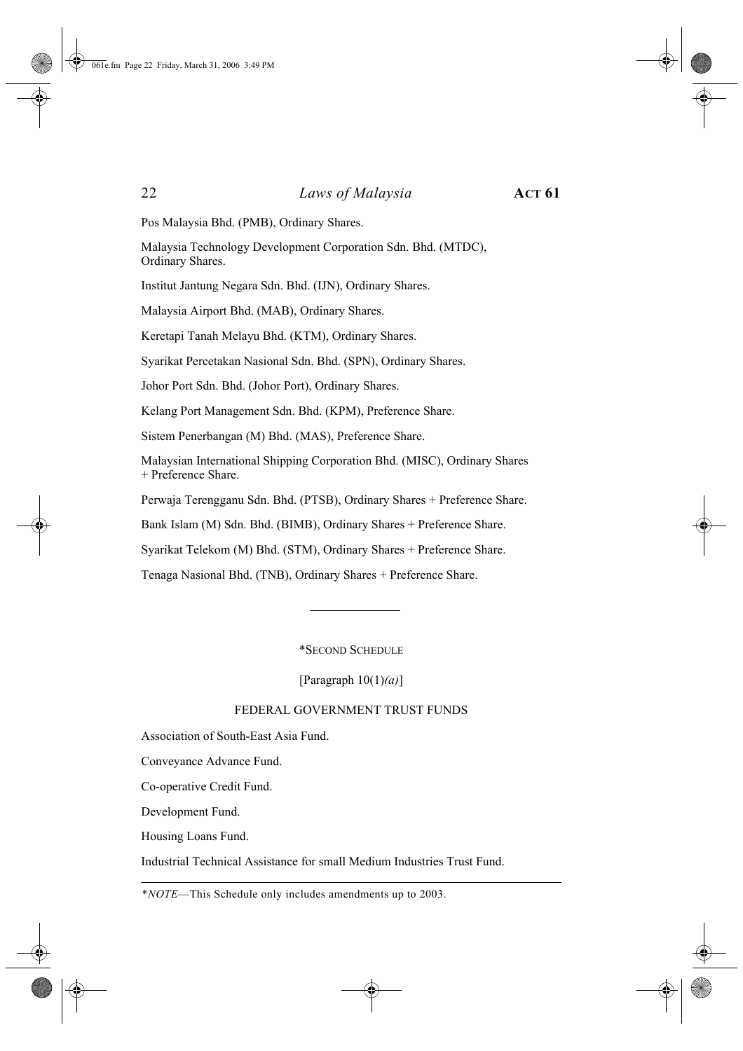Pos Malaysia Bhd. (PMB), Ordinary Shares.

Malaysia Technology Development Corporation Sdn. Bhd. (MTDC), Ordinary Shares.

Institut Jantung Negara Sdn. Bhd. (IJN), Ordinary Shares.

Malaysia Airport Bhd. (MAB), Ordinary Shares.

Keretapi Tanah Melayu Bhd. (KTM), Ordinary Shares.

Syarikat Percetakan Nasional Sdn. Bhd. (SPN), Ordinary Shares.

Johor Port Sdn. Bhd. (Johor Port), Ordinary Shares.

Kelang Port Management Sdn. Bhd. (KPM), Preference Share.

Sistem Penerbangan (M) Bhd. (MAS), Preference Share.

Malaysian International Shipping Corporation Bhd. (MISC), Ordinary Shares + Preference Share.

Perwaja Terengganu Sdn. Bhd. (PTSB), Ordinary Shares + Preference Share.

Bank Islam (M) Sdn. Bhd. (BIMB), Ordinary Shares + Preference Share.

Syarikat Telekom (M) Bhd. (STM), Ordinary Shares + Preference Share.

Tenaga Nasional Bhd. (TNB), Ordinary Shares + Preference Share.

---

## *SECOND SCHEDULE

[Paragraph 10(1)*(a)*]

### FEDERAL GOVERNMENT TRUST FUNDS

Association of South-East Asia Fund.

Conveyance Advance Fund.

Co-operative Credit Fund.

Development Fund.

Housing Loans Fund.

Industrial Technical Assistance for small Medium Industries Trust Fund.

---

**NOTE*—This Schedule only includes amendments up to 2003.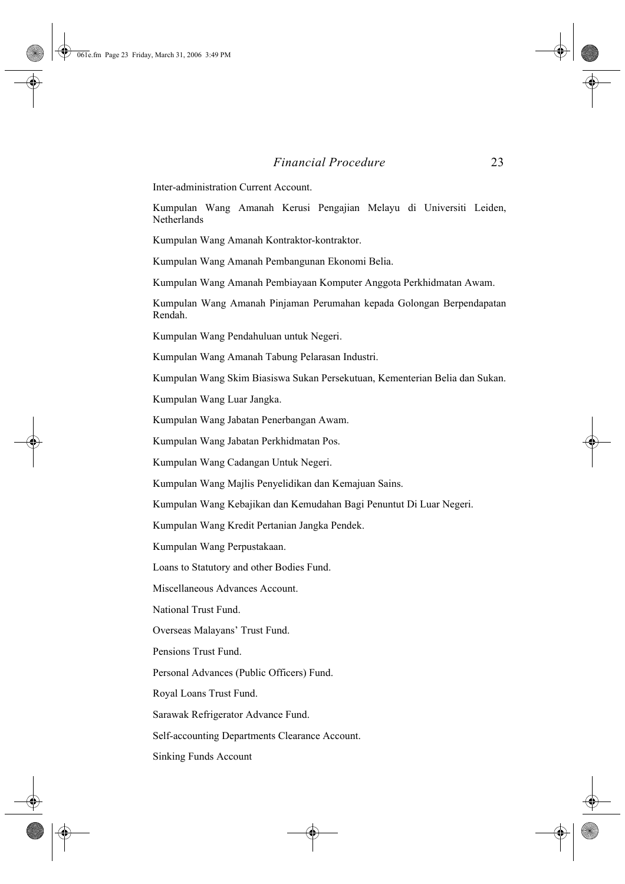Inter-administration Current Account.

Kumpulan Wang Amanah Kerusi Pengajian Melayu di Universiti Leiden, Netherlands

Kumpulan Wang Amanah Kontraktor-kontraktor.

Kumpulan Wang Amanah Pembangunan Ekonomi Belia.

Kumpulan Wang Amanah Pembiayaan Komputer Anggota Perkhidmatan Awam.

Kumpulan Wang Amanah Pinjaman Perumahan kepada Golongan Berpendapatan Rendah.

Kumpulan Wang Pendahuluan untuk Negeri.

Kumpulan Wang Amanah Tabung Pelarasan Industri.

Kumpulan Wang Skim Biasiswa Sukan Persekutuan, Kementerian Belia dan Sukan.

Kumpulan Wang Luar Jangka.

Kumpulan Wang Jabatan Penerbangan Awam.

Kumpulan Wang Jabatan Perkhidmatan Pos.

Kumpulan Wang Cadangan Untuk Negeri.

Kumpulan Wang Majlis Penyelidikan dan Kemajuan Sains.

Kumpulan Wang Kebajikan dan Kemudahan Bagi Penuntut Di Luar Negeri.

Kumpulan Wang Kredit Pertanian Jangka Pendek.

Kumpulan Wang Perpustakaan.

Loans to Statutory and other Bodies Fund.

Miscellaneous Advances Account.

National Trust Fund.

Overseas Malayans' Trust Fund.

Pensions Trust Fund.

Personal Advances (Public Officers) Fund.

Royal Loans Trust Fund.

Sarawak Refrigerator Advance Fund.

Self-accounting Departments Clearance Account.

Sinking Funds Account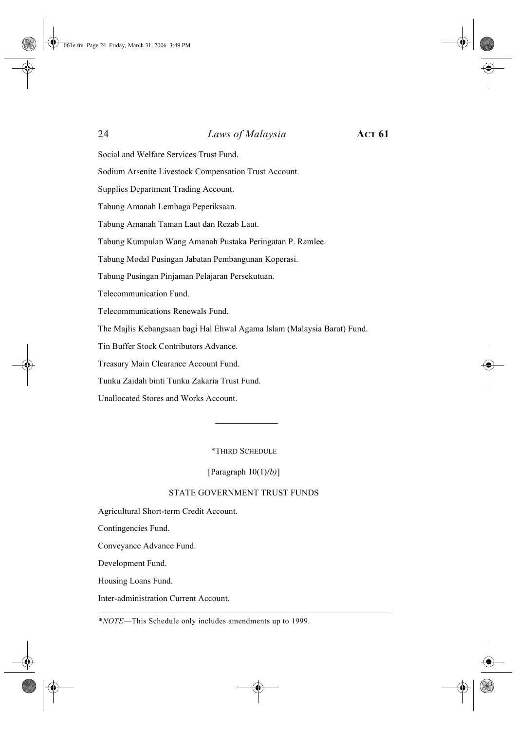Social and Welfare Services Trust Fund.

Sodium Arsenite Livestock Compensation Trust Account.

Supplies Department Trading Account.

Tabung Amanah Lembaga Peperiksaan.

Tabung Amanah Taman Laut dan Rezab Laut.

Tabung Kumpulan Wang Amanah Pustaka Peringatan P. Ramlee.

Tabung Modal Pusingan Jabatan Pembangunan Koperasi.

Tabung Pusingan Pinjaman Pelajaran Persekutuan.

Telecommunication Fund.

Telecommunications Renewals Fund.

The Majlis Kebangsaan bagi Hal Ehwal Agama Islam (Malaysia Barat) Fund.

Tin Buffer Stock Contributors Advance.

Treasury Main Clearance Account Fund.

Tunku Zaidah binti Tunku Zakaria Trust Fund.

Unallocated Stores and Works Account.

---

## *THIRD SCHEDULE

[Paragraph 10(1)*(b)*]

### STATE GOVERNMENT TRUST FUNDS

Agricultural Short-term Credit Account.

Contingencies Fund.

Conveyance Advance Fund.

Development Fund.

Housing Loans Fund.

Inter-administration Current Account.

---

**NOTE*—This Schedule only includes amendments up to 1999.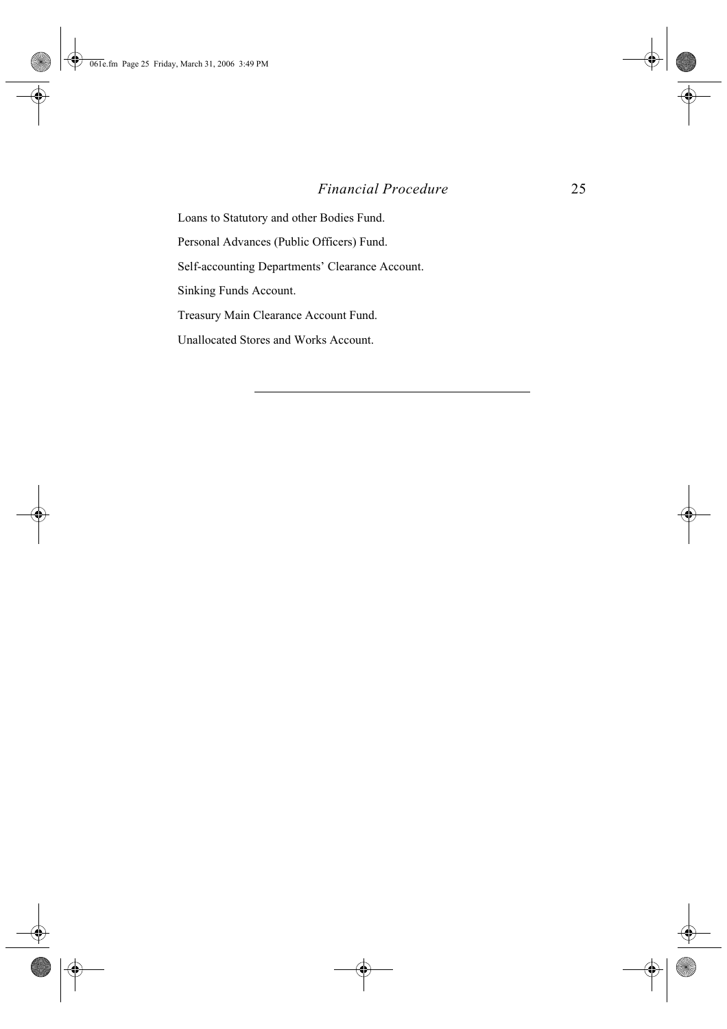Loans to Statutory and other Bodies Fund.

Personal Advances (Public Officers) Fund.

Self-accounting Departments' Clearance Account.

Sinking Funds Account.

Treasury Main Clearance Account Fund.

Unallocated Stores and Works Account.

---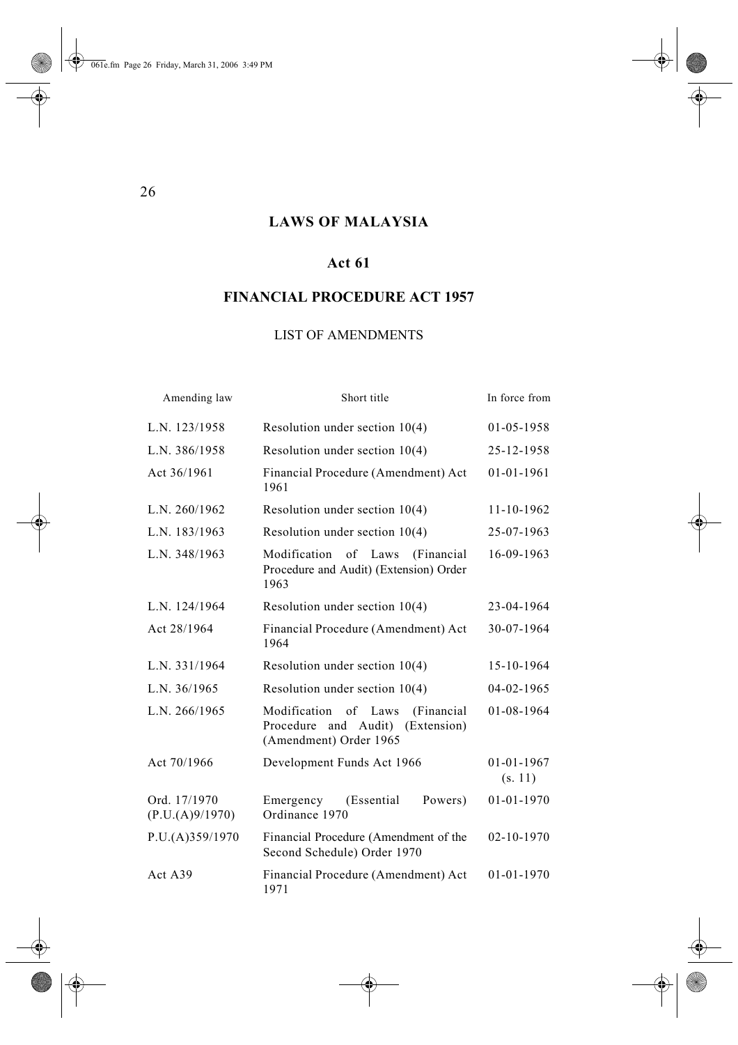# LAWS OF MALAYSIA

## Act 61

## FINANCIAL PROCEDURE ACT 1957

### LIST OF AMENDMENTS

| Amending law | Short title | In force from |
|---|---|---|
| L.N. 123/1958 | Resolution under section 10(4) | 01-05-1958 |
| L.N. 386/1958 | Resolution under section 10(4) | 25-12-1958 |
| Act 36/1961 | Financial Procedure (Amendment) Act 1961 | 01-01-1961 |
| L.N. 260/1962 | Resolution under section 10(4) | 11-10-1962 |
| L.N. 183/1963 | Resolution under section 10(4) | 25-07-1963 |
| L.N. 348/1963 | Modification of Laws (Financial Procedure and Audit) (Extension) Order 1963 | 16-09-1963 |
| L.N. 124/1964 | Resolution under section 10(4) | 23-04-1964 |
| Act 28/1964 | Financial Procedure (Amendment) Act 1964 | 30-07-1964 |
| L.N. 331/1964 | Resolution under section 10(4) | 15-10-1964 |
| L.N. 36/1965 | Resolution under section 10(4) | 04-02-1965 |
| L.N. 266/1965 | Modification of Laws (Financial Procedure and Audit) (Extension) (Amendment) Order 1965 | 01-08-1964 |
| Act 70/1966 | Development Funds Act 1966 | 01-01-1967 (s. 11) |
| Ord. 17/1970 (P.U.(A)9/1970) | Emergency (Essential Powers) Ordinance 1970 | 01-01-1970 |
| P.U.(A)359/1970 | Financial Procedure (Amendment of the Second Schedule) Order 1970 | 02-10-1970 |
| Act A39 | Financial Procedure (Amendment) Act 1971 | 01-01-1970 |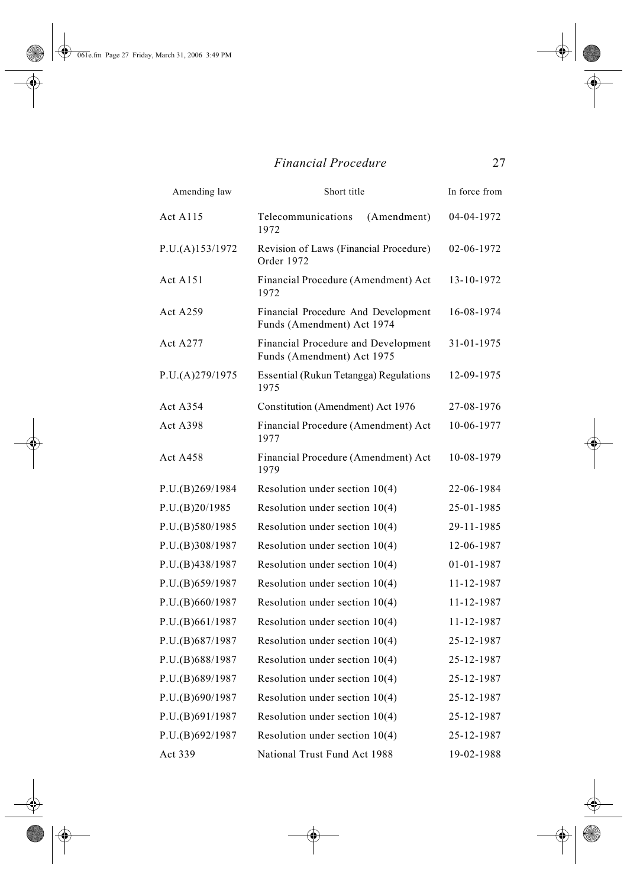| Amending law | Short title | In force from |
|---|---|---|
| Act A115 | Telecommunications (Amendment) 1972 | 04-04-1972 |
| P.U.(A)153/1972 | Revision of Laws (Financial Procedure) Order 1972 | 02-06-1972 |
| Act A151 | Financial Procedure (Amendment) Act 1972 | 13-10-1972 |
| Act A259 | Financial Procedure And Development Funds (Amendment) Act 1974 | 16-08-1974 |
| Act A277 | Financial Procedure and Development Funds (Amendment) Act 1975 | 31-01-1975 |
| P.U.(A)279/1975 | Essential (Rukun Tetangga) Regulations 1975 | 12-09-1975 |
| Act A354 | Constitution (Amendment) Act 1976 | 27-08-1976 |
| Act A398 | Financial Procedure (Amendment) Act 1977 | 10-06-1977 |
| Act A458 | Financial Procedure (Amendment) Act 1979 | 10-08-1979 |
| P.U.(B)269/1984 | Resolution under section 10(4) | 22-06-1984 |
| P.U.(B)20/1985 | Resolution under section 10(4) | 25-01-1985 |
| P.U.(B)580/1985 | Resolution under section 10(4) | 29-11-1985 |
| P.U.(B)308/1987 | Resolution under section 10(4) | 12-06-1987 |
| P.U.(B)438/1987 | Resolution under section 10(4) | 01-01-1987 |
| P.U.(B)659/1987 | Resolution under section 10(4) | 11-12-1987 |
| P.U.(B)660/1987 | Resolution under section 10(4) | 11-12-1987 |
| P.U.(B)661/1987 | Resolution under section 10(4) | 11-12-1987 |
| P.U.(B)687/1987 | Resolution under section 10(4) | 25-12-1987 |
| P.U.(B)688/1987 | Resolution under section 10(4) | 25-12-1987 |
| P.U.(B)689/1987 | Resolution under section 10(4) | 25-12-1987 |
| P.U.(B)690/1987 | Resolution under section 10(4) | 25-12-1987 |
| P.U.(B)691/1987 | Resolution under section 10(4) | 25-12-1987 |
| P.U.(B)692/1987 | Resolution under section 10(4) | 25-12-1987 |
| Act 339 | National Trust Fund Act 1988 | 19-02-1988 |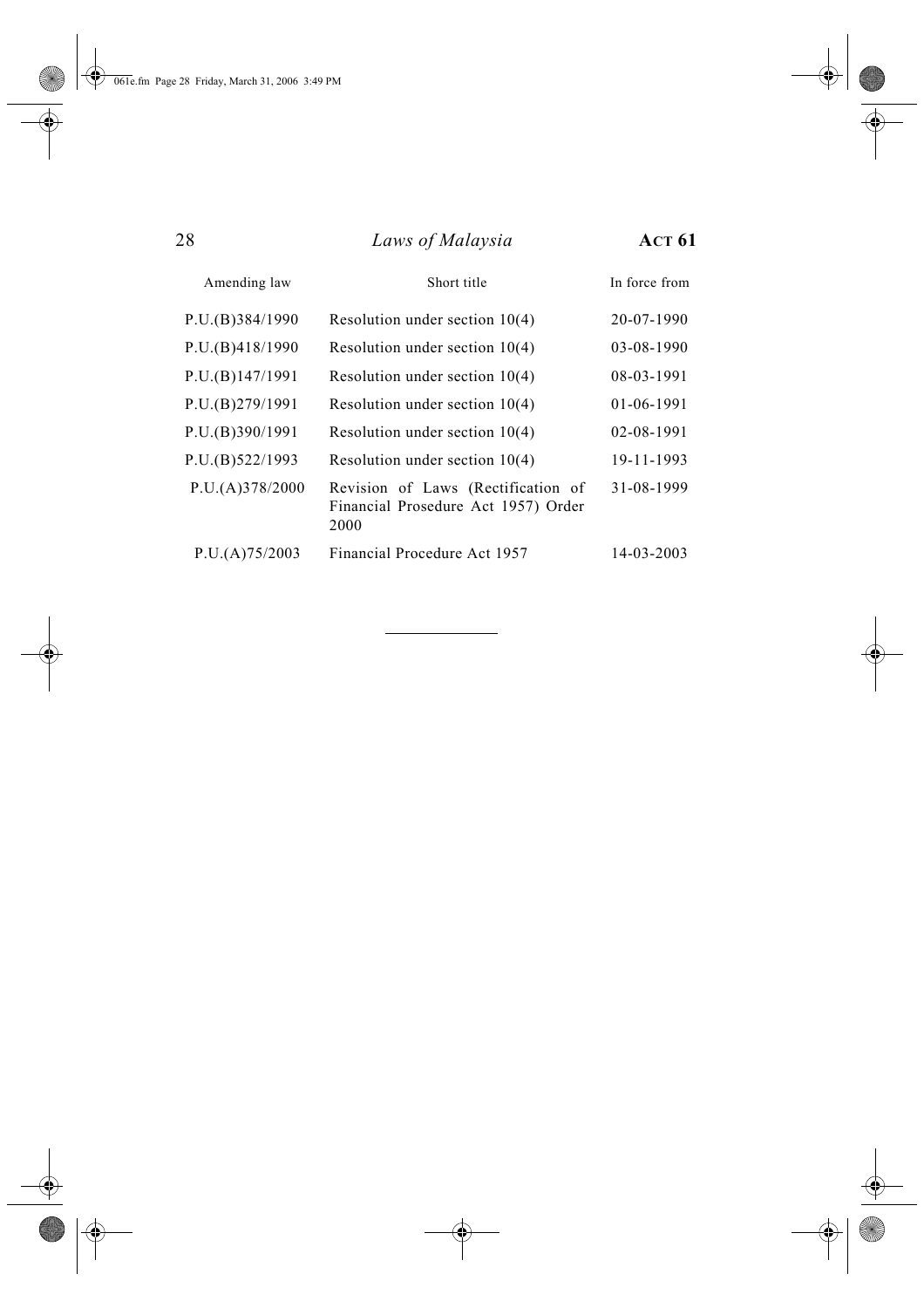| Amending law | Short title | In force from |
|---|---|---|
| P.U.(B)384/1990 | Resolution under section 10(4) | 20-07-1990 |
| P.U.(B)418/1990 | Resolution under section 10(4) | 03-08-1990 |
| P.U.(B)147/1991 | Resolution under section 10(4) | 08-03-1991 |
| P.U.(B)279/1991 | Resolution under section 10(4) | 01-06-1991 |
| P.U.(B)390/1991 | Resolution under section 10(4) | 02-08-1991 |
| P.U.(B)522/1993 | Resolution under section 10(4) | 19-11-1993 |
| P.U.(A)378/2000 | Revision of Laws (Rectification of Financial Prosedure Act 1957) Order 2000 | 31-08-1999 |
| P.U.(A)75/2003 | Financial Procedure Act 1957 | 14-03-2003 |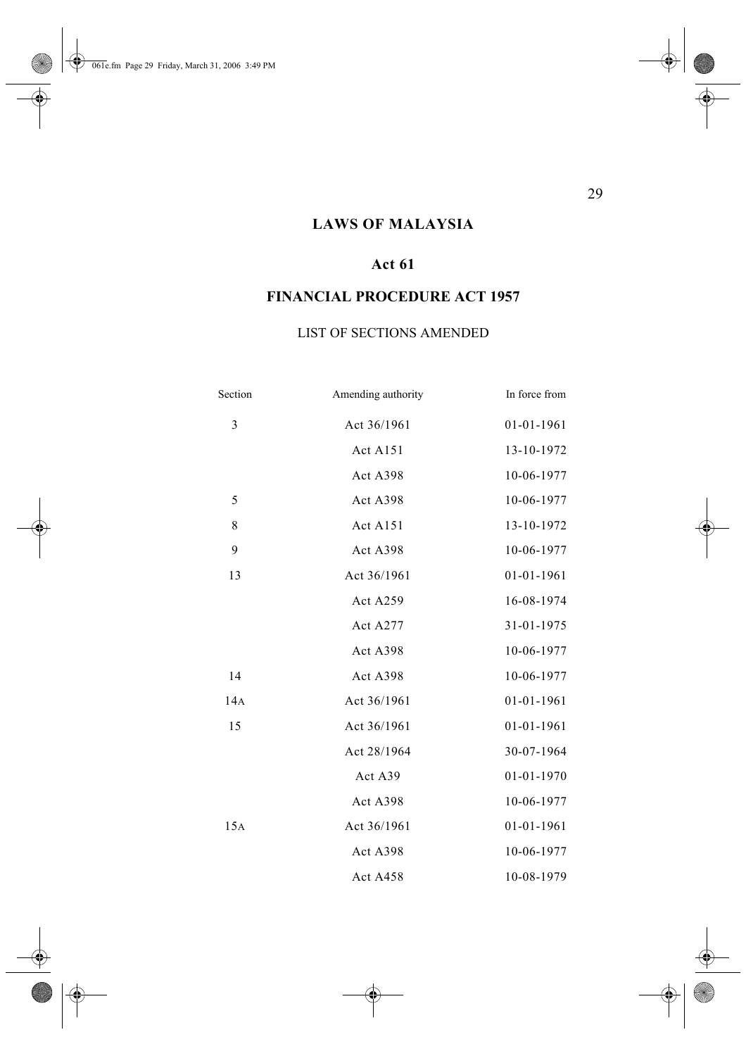# LAWS OF MALAYSIA

## Act 61

## FINANCIAL PROCEDURE ACT 1957

### LIST OF SECTIONS AMENDED

| Section | Amending authority | In force from |
|---|---|---|
| 3 | Act 36/1961 | 01-01-1961 |
| | Act A151 | 13-10-1972 |
| | Act A398 | 10-06-1977 |
| 5 | Act A398 | 10-06-1977 |
| 8 | Act A151 | 13-10-1972 |
| 9 | Act A398 | 10-06-1977 |
| 13 | Act 36/1961 | 01-01-1961 |
| | Act A259 | 16-08-1974 |
| | Act A277 | 31-01-1975 |
| | Act A398 | 10-06-1977 |
| 14 | Act A398 | 10-06-1977 |
| 14A | Act 36/1961 | 01-01-1961 |
| 15 | Act 36/1961 | 01-01-1961 |
| | Act 28/1964 | 30-07-1964 |
| | Act A39 | 01-01-1970 |
| | Act A398 | 10-06-1977 |
| 15A | Act 36/1961 | 01-01-1961 |
| | Act A398 | 10-06-1977 |
| | Act A458 | 10-08-1979 |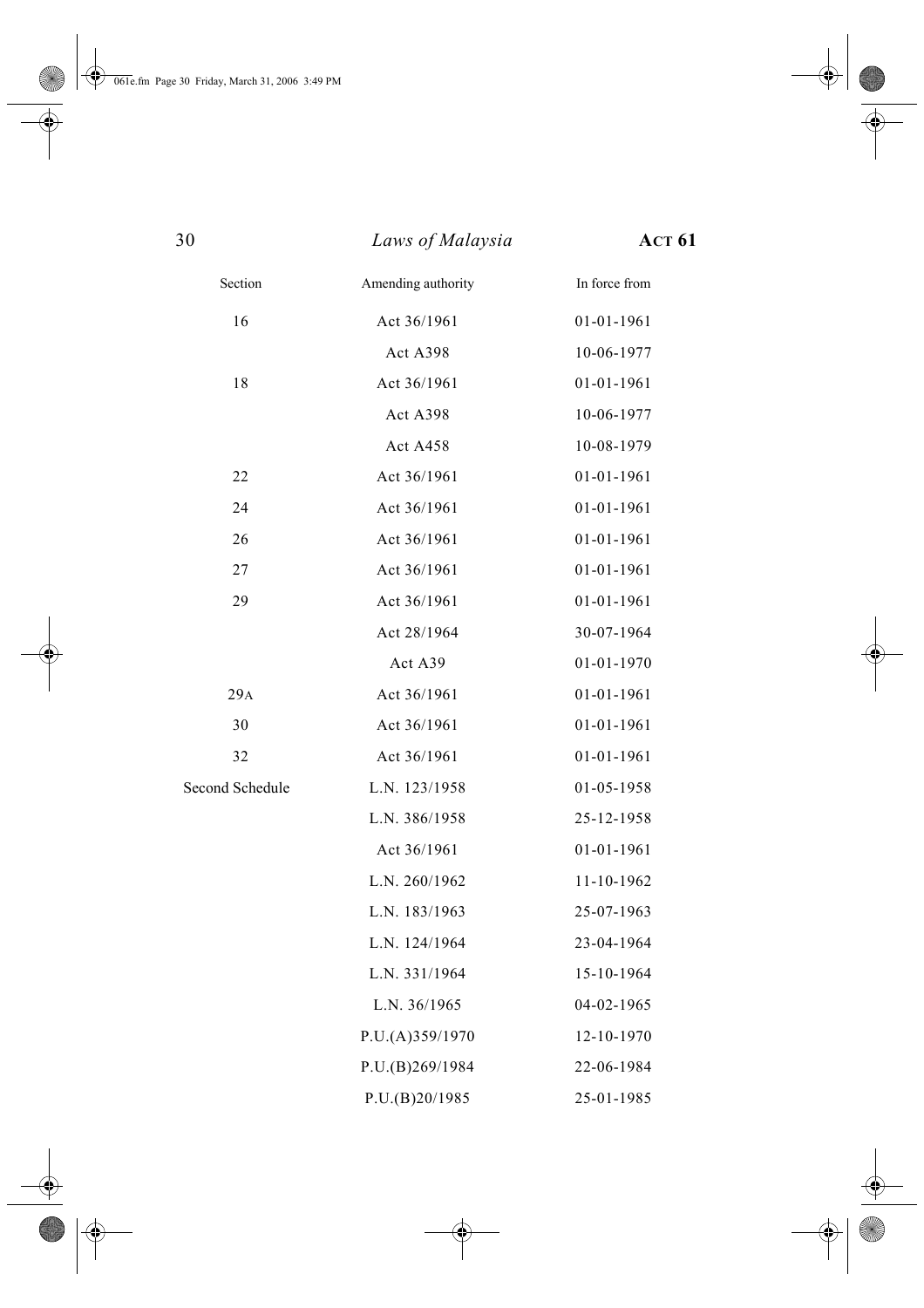| Section | Amending authority | In force from |
| --- | --- | --- |
| 16 | Act 36/1961 | 01-01-1961 |
| | Act A398 | 10-06-1977 |
| 18 | Act 36/1961 | 01-01-1961 |
| | Act A398 | 10-06-1977 |
| | Act A458 | 10-08-1979 |
| 22 | Act 36/1961 | 01-01-1961 |
| 24 | Act 36/1961 | 01-01-1961 |
| 26 | Act 36/1961 | 01-01-1961 |
| 27 | Act 36/1961 | 01-01-1961 |
| 29 | Act 36/1961 | 01-01-1961 |
| | Act 28/1964 | 30-07-1964 |
| | Act A39 | 01-01-1970 |
| 29A | Act 36/1961 | 01-01-1961 |
| 30 | Act 36/1961 | 01-01-1961 |
| 32 | Act 36/1961 | 01-01-1961 |
| Second Schedule | L.N. 123/1958 | 01-05-1958 |
| | L.N. 386/1958 | 25-12-1958 |
| | Act 36/1961 | 01-01-1961 |
| | L.N. 260/1962 | 11-10-1962 |
| | L.N. 183/1963 | 25-07-1963 |
| | L.N. 124/1964 | 23-04-1964 |
| | L.N. 331/1964 | 15-10-1964 |
| | L.N. 36/1965 | 04-02-1965 |
| | P.U.(A)359/1970 | 12-10-1970 |
| | P.U.(B)269/1984 | 22-06-1984 |
| | P.U.(B)20/1985 | 25-01-1985 |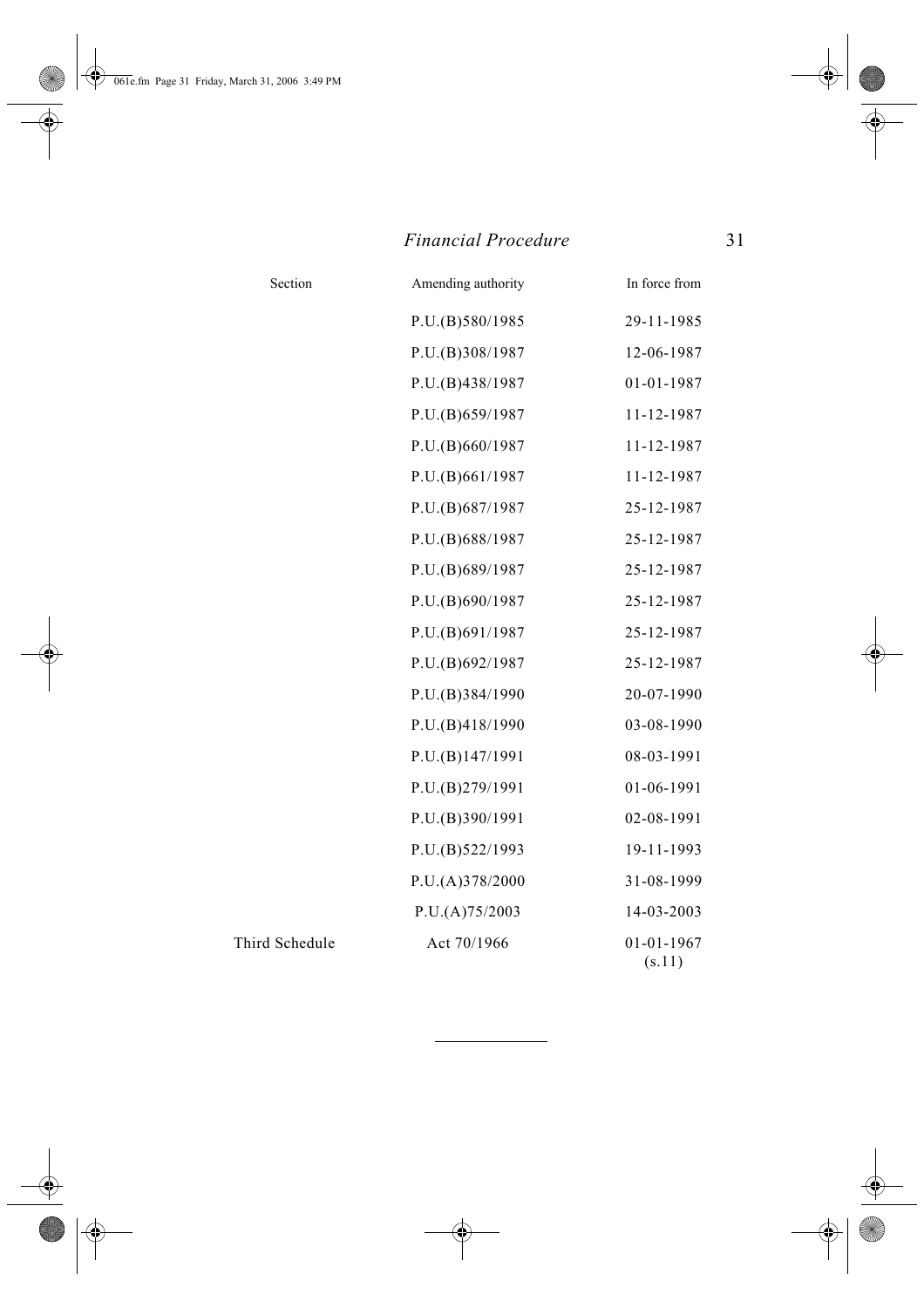| Section | Amending authority | In force from |
|---|---|---|
| | P.U.(B)580/1985 | 29-11-1985 |
| | P.U.(B)308/1987 | 12-06-1987 |
| | P.U.(B)438/1987 | 01-01-1987 |
| | P.U.(B)659/1987 | 11-12-1987 |
| | P.U.(B)660/1987 | 11-12-1987 |
| | P.U.(B)661/1987 | 11-12-1987 |
| | P.U.(B)687/1987 | 25-12-1987 |
| | P.U.(B)688/1987 | 25-12-1987 |
| | P.U.(B)689/1987 | 25-12-1987 |
| | P.U.(B)690/1987 | 25-12-1987 |
| | P.U.(B)691/1987 | 25-12-1987 |
| | P.U.(B)692/1987 | 25-12-1987 |
| | P.U.(B)384/1990 | 20-07-1990 |
| | P.U.(B)418/1990 | 03-08-1990 |
| | P.U.(B)147/1991 | 08-03-1991 |
| | P.U.(B)279/1991 | 01-06-1991 |
| | P.U.(B)390/1991 | 02-08-1991 |
| | P.U.(B)522/1993 | 19-11-1993 |
| | P.U.(A)378/2000 | 31-08-1999 |
| | P.U.(A)75/2003 | 14-03-2003 |
| Third Schedule | Act 70/1966 | 01-01-1967 (s.11) |